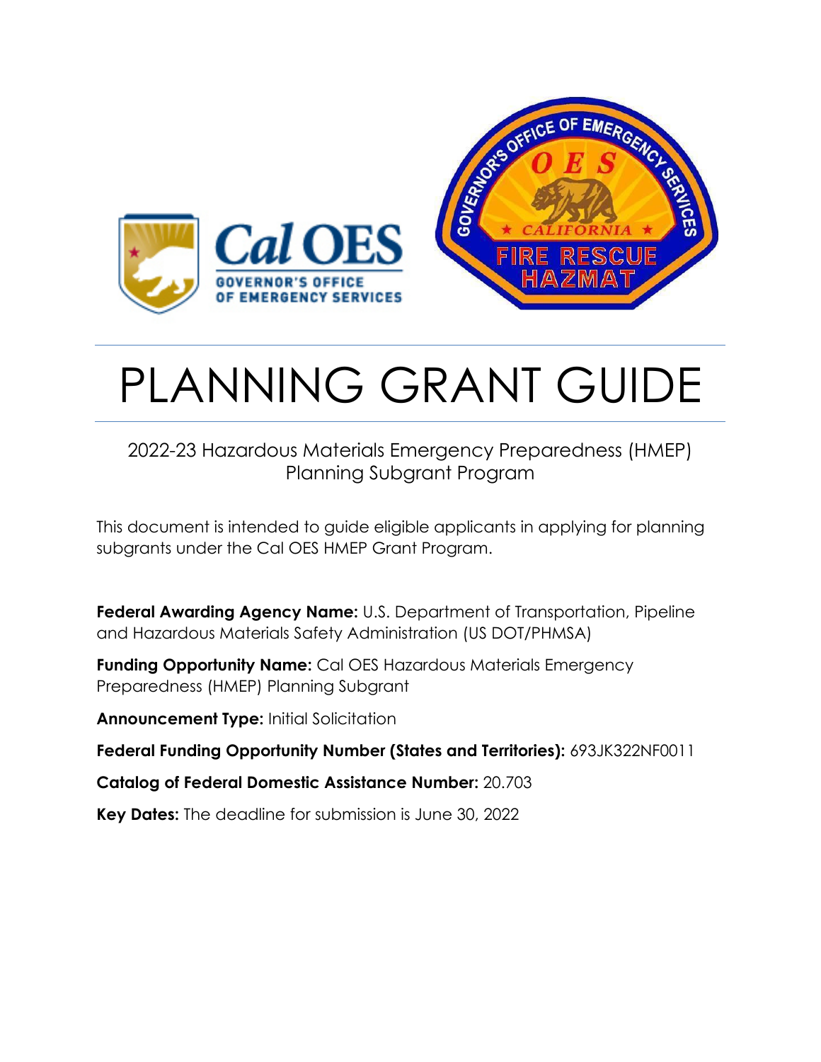# PLANNING GRANT GUIDE

2022-23 Hazardous Materials Emergency Preparedness (HMEP) Planning Subgrant Program

This document is intended to guide eligible applicants in applying for planning subgrants under the Cal OES HMEP Grant Program.

**Federal Awarding Agency Name:** U.S. Department of Transportation, Pipeline and Hazardous Materials Safety Administration (US DOT/PHMSA)

**Funding Opportunity Name:** Cal OES Hazardous Materials Emergency Preparedness (HMEP) Planning Subgrant

**Announcement Type:** Initial Solicitation

**Federal Funding Opportunity Number (States and Territories):** 693JK322NF0011

**Catalog of Federal Domestic Assistance Number:** 20.703

**Key Dates:** The deadline for submission is June 30, 2022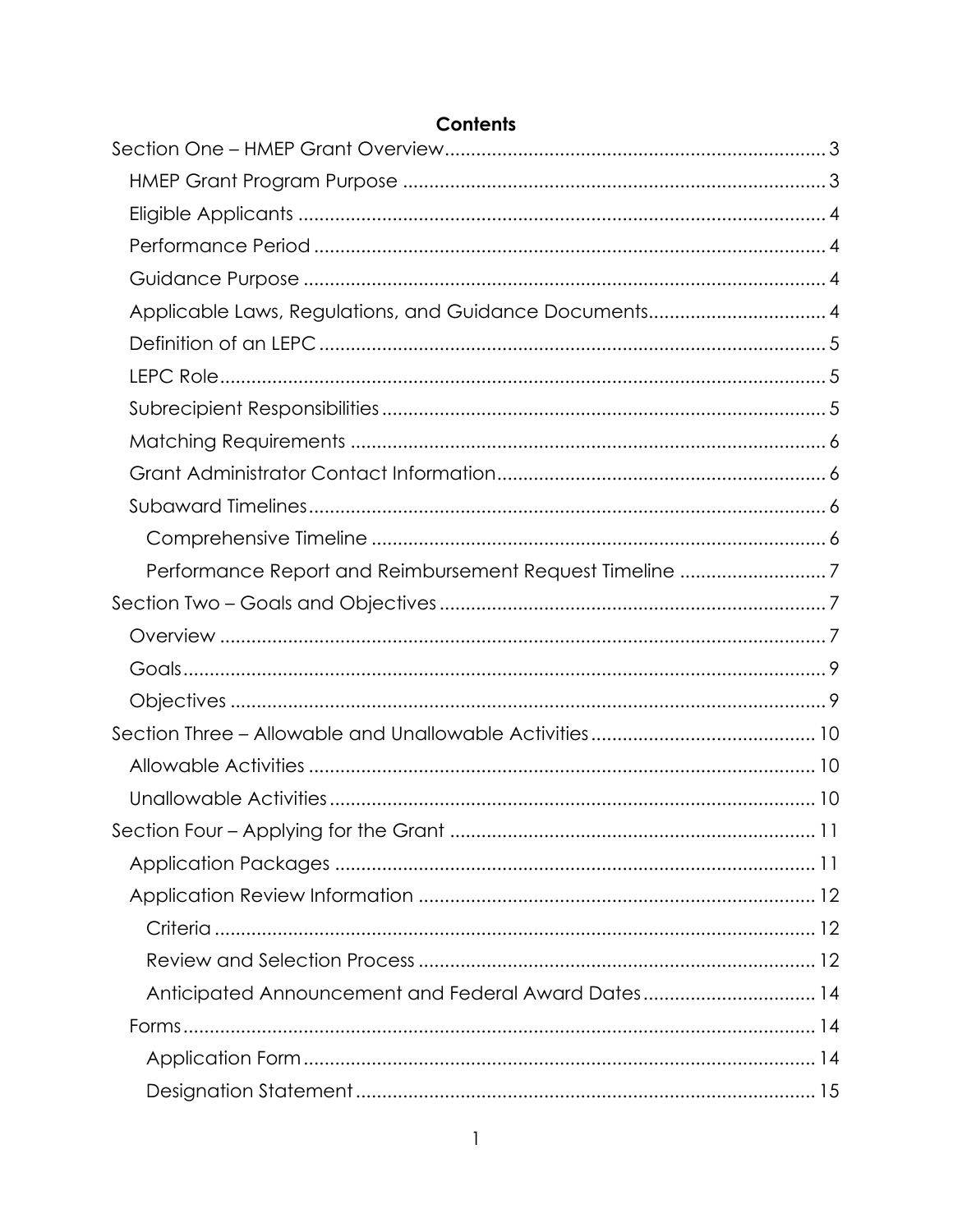**Contents**

- Section One – HMEP Grant Overview ..... 3
  - HMEP Grant Program Purpose ..... 3
  - Eligible Applicants ..... 4
  - Performance Period ..... 4
  - Guidance Purpose ..... 4
  - Applicable Laws, Regulations, and Guidance Documents ..... 4
  - Definition of an LEPC ..... 5
  - LEPC Role ..... 5
  - Subrecipient Responsibilities ..... 5
  - Matching Requirements ..... 6
  - Grant Administrator Contact Information ..... 6
  - Subaward Timelines ..... 6
    - Comprehensive Timeline ..... 6
    - Performance Report and Reimbursement Request Timeline ..... 7
- Section Two – Goals and Objectives ..... 7
  - Overview ..... 7
  - Goals ..... 9
  - Objectives ..... 9
- Section Three – Allowable and Unallowable Activities ..... 10
  - Allowable Activities ..... 10
  - Unallowable Activities ..... 10
- Section Four – Applying for the Grant ..... 11
  - Application Packages ..... 11
  - Application Review Information ..... 12
    - Criteria ..... 12
    - Review and Selection Process ..... 12
    - Anticipated Announcement and Federal Award Dates ..... 14
  - Forms ..... 14
    - Application Form ..... 14
    - Designation Statement ..... 15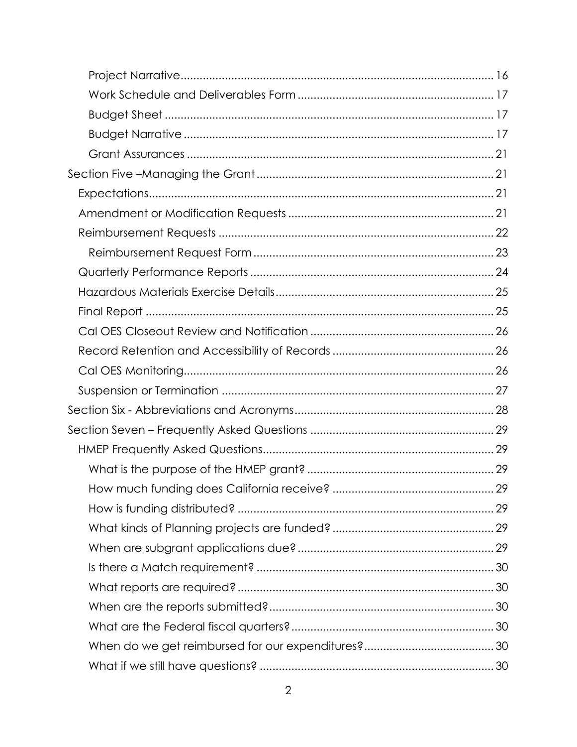- Project Narrative ........ 16
- Work Schedule and Deliverables Form ........ 17
- Budget Sheet ........ 17
- Budget Narrative ........ 17
- Grant Assurances ........ 21

Section Five –Managing the Grant ........ 21

- Expectations ........ 21
- Amendment or Modification Requests ........ 21
- Reimbursement Requests ........ 22
  - Reimbursement Request Form ........ 23
- Quarterly Performance Reports ........ 24
- Hazardous Materials Exercise Details ........ 25
- Final Report ........ 25
- Cal OES Closeout Review and Notification ........ 26
- Record Retention and Accessibility of Records ........ 26
- Cal OES Monitoring ........ 26
- Suspension or Termination ........ 27

Section Six - Abbreviations and Acronyms ........ 28

Section Seven – Frequently Asked Questions ........ 29

- HMEP Frequently Asked Questions ........ 29
  - What is the purpose of the HMEP grant? ........ 29
  - How much funding does California receive? ........ 29
  - How is funding distributed? ........ 29
  - What kinds of Planning projects are funded? ........ 29
  - When are subgrant applications due? ........ 29
  - Is there a Match requirement? ........ 30
  - What reports are required? ........ 30
  - When are the reports submitted? ........ 30
  - What are the Federal fiscal quarters? ........ 30
  - When do we get reimbursed for our expenditures? ........ 30
  - What if we still have questions? ........ 30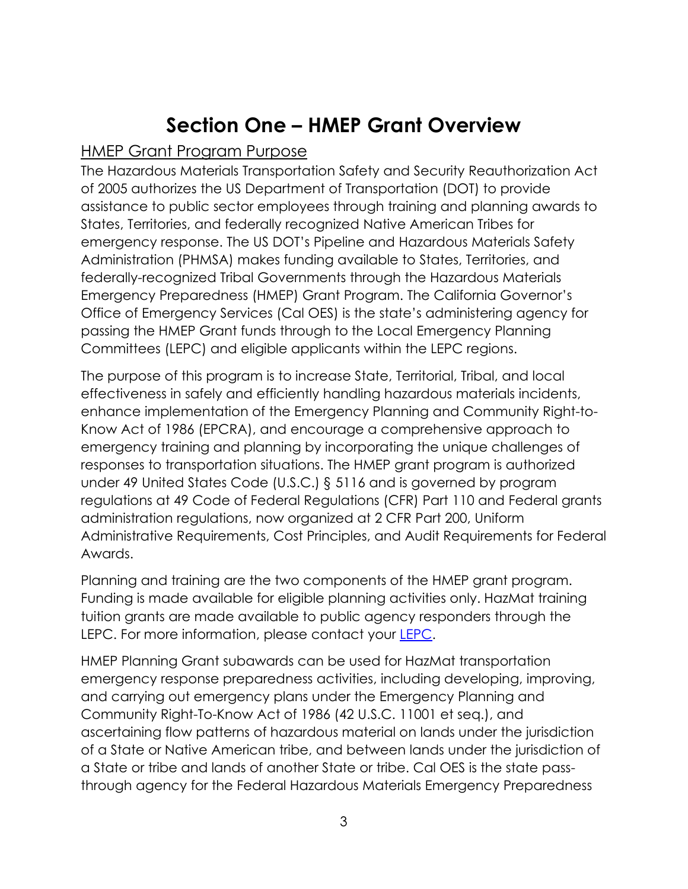# Section One – HMEP Grant Overview

## HMEP Grant Program Purpose

The Hazardous Materials Transportation Safety and Security Reauthorization Act of 2005 authorizes the US Department of Transportation (DOT) to provide assistance to public sector employees through training and planning awards to States, Territories, and federally recognized Native American Tribes for emergency response. The US DOT's Pipeline and Hazardous Materials Safety Administration (PHMSA) makes funding available to States, Territories, and federally-recognized Tribal Governments through the Hazardous Materials Emergency Preparedness (HMEP) Grant Program. The California Governor's Office of Emergency Services (Cal OES) is the state's administering agency for passing the HMEP Grant funds through to the Local Emergency Planning Committees (LEPC) and eligible applicants within the LEPC regions.

The purpose of this program is to increase State, Territorial, Tribal, and local effectiveness in safely and efficiently handling hazardous materials incidents, enhance implementation of the Emergency Planning and Community Right-to-Know Act of 1986 (EPCRA), and encourage a comprehensive approach to emergency training and planning by incorporating the unique challenges of responses to transportation situations. The HMEP grant program is authorized under 49 United States Code (U.S.C.) § 5116 and is governed by program regulations at 49 Code of Federal Regulations (CFR) Part 110 and Federal grants administration regulations, now organized at 2 CFR Part 200, Uniform Administrative Requirements, Cost Principles, and Audit Requirements for Federal Awards.

Planning and training are the two components of the HMEP grant program. Funding is made available for eligible planning activities only. HazMat training tuition grants are made available to public agency responders through the LEPC. For more information, please contact your [LEPC](LEPC).

HMEP Planning Grant subawards can be used for HazMat transportation emergency response preparedness activities, including developing, improving, and carrying out emergency plans under the Emergency Planning and Community Right-To-Know Act of 1986 (42 U.S.C. 11001 et seq.), and ascertaining flow patterns of hazardous material on lands under the jurisdiction of a State or Native American tribe, and between lands under the jurisdiction of a State or tribe and lands of another State or tribe. Cal OES is the state pass-through agency for the Federal Hazardous Materials Emergency Preparedness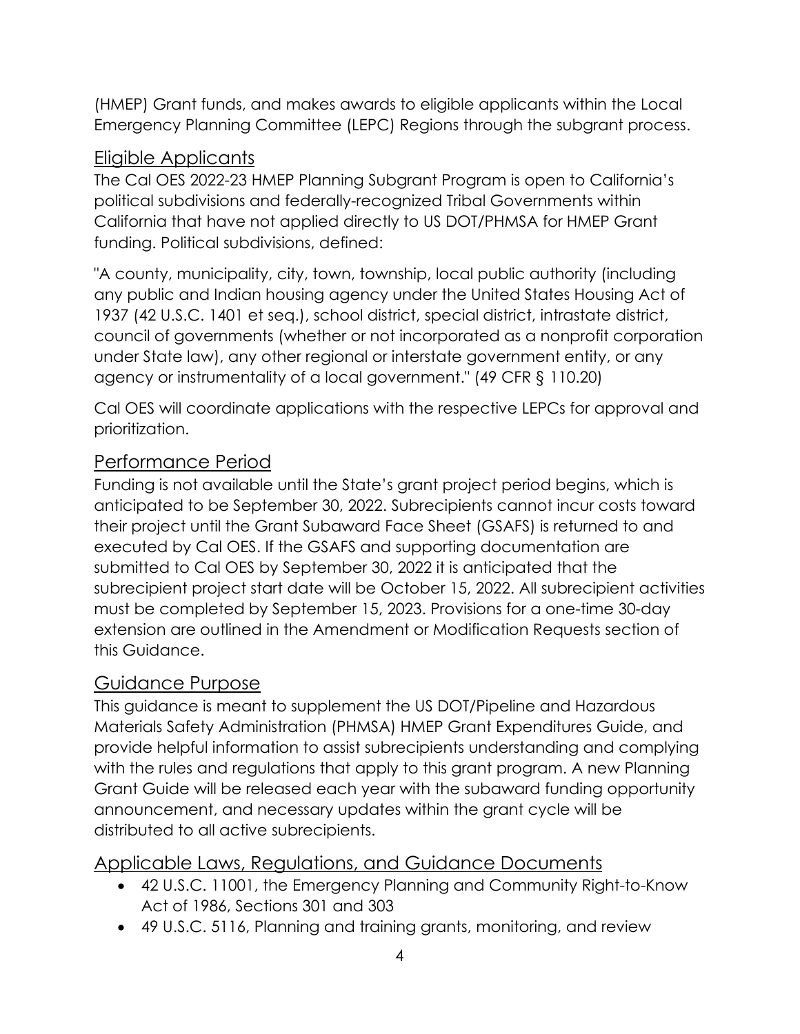(HMEP) Grant funds, and makes awards to eligible applicants within the Local Emergency Planning Committee (LEPC) Regions through the subgrant process.

## Eligible Applicants

The Cal OES 2022-23 HMEP Planning Subgrant Program is open to California's political subdivisions and federally-recognized Tribal Governments within California that have not applied directly to US DOT/PHMSA for HMEP Grant funding. Political subdivisions, defined:

"A county, municipality, city, town, township, local public authority (including any public and Indian housing agency under the United States Housing Act of 1937 (42 U.S.C. 1401 et seq.), school district, special district, intrastate district, council of governments (whether or not incorporated as a nonprofit corporation under State law), any other regional or interstate government entity, or any agency or instrumentality of a local government." (49 CFR § 110.20)

Cal OES will coordinate applications with the respective LEPCs for approval and prioritization.

## Performance Period

Funding is not available until the State's grant project period begins, which is anticipated to be September 30, 2022. Subrecipients cannot incur costs toward their project until the Grant Subaward Face Sheet (GSAFS) is returned to and executed by Cal OES. If the GSAFS and supporting documentation are submitted to Cal OES by September 30, 2022 it is anticipated that the subrecipient project start date will be October 15, 2022. All subrecipient activities must be completed by September 15, 2023. Provisions for a one-time 30-day extension are outlined in the Amendment or Modification Requests section of this Guidance.

## Guidance Purpose

This guidance is meant to supplement the US DOT/Pipeline and Hazardous Materials Safety Administration (PHMSA) HMEP Grant Expenditures Guide, and provide helpful information to assist subrecipients understanding and complying with the rules and regulations that apply to this grant program. A new Planning Grant Guide will be released each year with the subaward funding opportunity announcement, and necessary updates within the grant cycle will be distributed to all active subrecipients.

## Applicable Laws, Regulations, and Guidance Documents

- 42 U.S.C. 11001, the Emergency Planning and Community Right-to-Know Act of 1986, Sections 301 and 303
- 49 U.S.C. 5116, Planning and training grants, monitoring, and review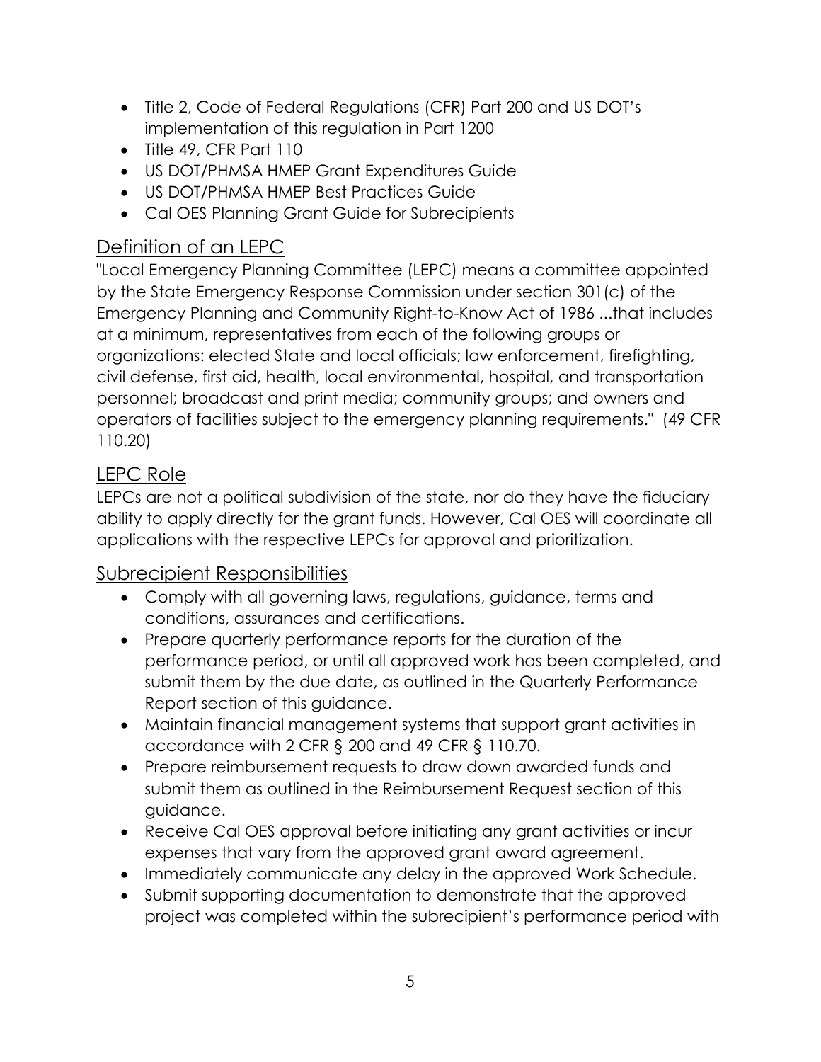- Title 2, Code of Federal Regulations (CFR) Part 200 and US DOT's implementation of this regulation in Part 1200
- Title 49, CFR Part 110
- US DOT/PHMSA HMEP Grant Expenditures Guide
- US DOT/PHMSA HMEP Best Practices Guide
- Cal OES Planning Grant Guide for Subrecipients

## Definition of an LEPC

"Local Emergency Planning Committee (LEPC) means a committee appointed by the State Emergency Response Commission under section 301(c) of the Emergency Planning and Community Right-to-Know Act of 1986 ...that includes at a minimum, representatives from each of the following groups or organizations: elected State and local officials; law enforcement, firefighting, civil defense, first aid, health, local environmental, hospital, and transportation personnel; broadcast and print media; community groups; and owners and operators of facilities subject to the emergency planning requirements." (49 CFR 110.20)

## LEPC Role

LEPCs are not a political subdivision of the state, nor do they have the fiduciary ability to apply directly for the grant funds. However, Cal OES will coordinate all applications with the respective LEPCs for approval and prioritization.

## Subrecipient Responsibilities

- Comply with all governing laws, regulations, guidance, terms and conditions, assurances and certifications.
- Prepare quarterly performance reports for the duration of the performance period, or until all approved work has been completed, and submit them by the due date, as outlined in the Quarterly Performance Report section of this guidance.
- Maintain financial management systems that support grant activities in accordance with 2 CFR § 200 and 49 CFR § 110.70.
- Prepare reimbursement requests to draw down awarded funds and submit them as outlined in the Reimbursement Request section of this guidance.
- Receive Cal OES approval before initiating any grant activities or incur expenses that vary from the approved grant award agreement.
- Immediately communicate any delay in the approved Work Schedule.
- Submit supporting documentation to demonstrate that the approved project was completed within the subrecipient's performance period with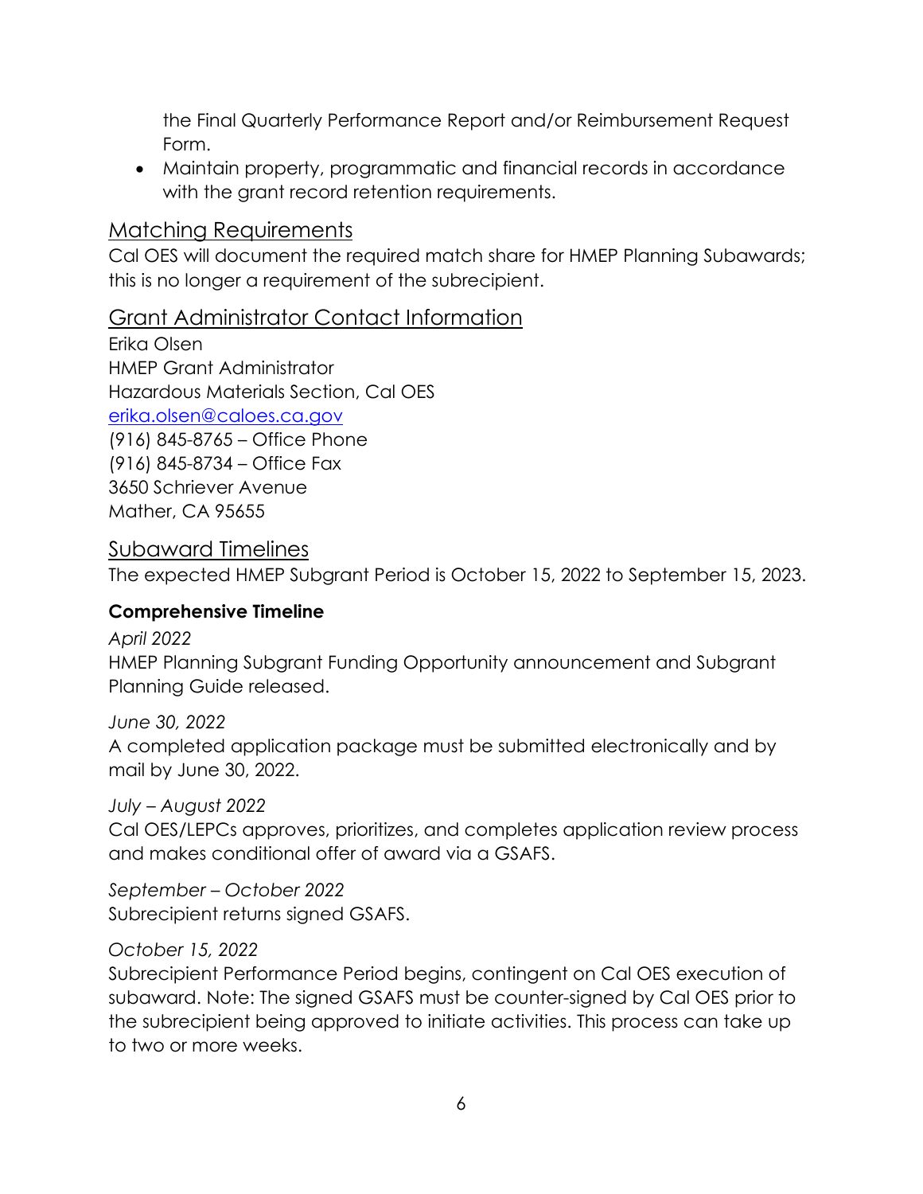the Final Quarterly Performance Report and/or Reimbursement Request Form.

- Maintain property, programmatic and financial records in accordance with the grant record retention requirements.

## Matching Requirements

Cal OES will document the required match share for HMEP Planning Subawards; this is no longer a requirement of the subrecipient.

## Grant Administrator Contact Information

Erika Olsen
HMEP Grant Administrator
Hazardous Materials Section, Cal OES
erika.olsen@caloes.ca.gov
(916) 845-8765 – Office Phone
(916) 845-8734 – Office Fax
3650 Schriever Avenue
Mather, CA 95655

## Subaward Timelines

The expected HMEP Subgrant Period is October 15, 2022 to September 15, 2023.

### Comprehensive Timeline

*April 2022*
HMEP Planning Subgrant Funding Opportunity announcement and Subgrant Planning Guide released.

*June 30, 2022*
A completed application package must be submitted electronically and by mail by June 30, 2022.

*July – August 2022*
Cal OES/LEPCs approves, prioritizes, and completes application review process and makes conditional offer of award via a GSAFS.

*September – October 2022*
Subrecipient returns signed GSAFS.

*October 15, 2022*
Subrecipient Performance Period begins, contingent on Cal OES execution of subaward. Note: The signed GSAFS must be counter-signed by Cal OES prior to the subrecipient being approved to initiate activities. This process can take up to two or more weeks.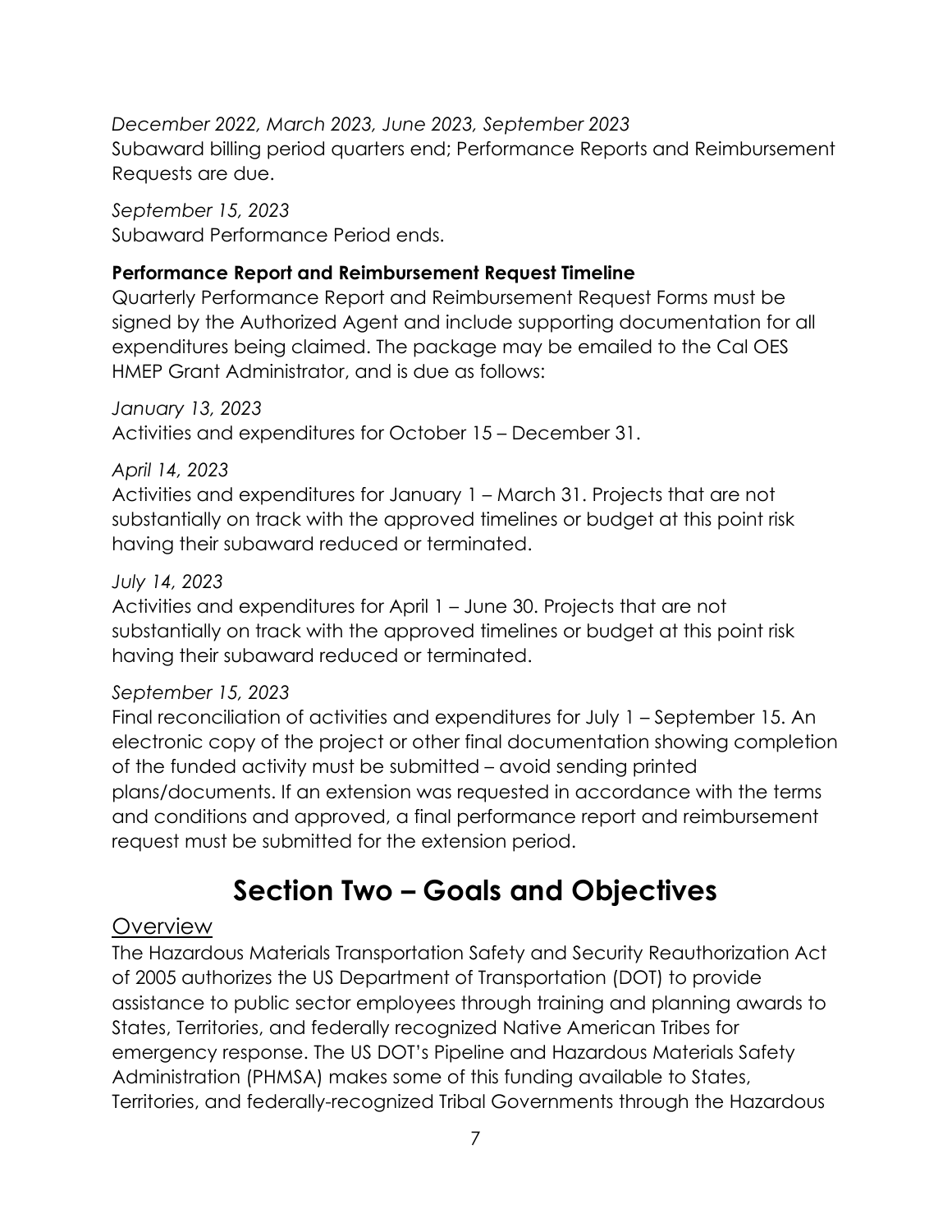*December 2022, March 2023, June 2023, September 2023*
Subaward billing period quarters end; Performance Reports and Reimbursement Requests are due.

*September 15, 2023*
Subaward Performance Period ends.

**Performance Report and Reimbursement Request Timeline**
Quarterly Performance Report and Reimbursement Request Forms must be signed by the Authorized Agent and include supporting documentation for all expenditures being claimed. The package may be emailed to the Cal OES HMEP Grant Administrator, and is due as follows:

*January 13, 2023*
Activities and expenditures for October 15 – December 31.

*April 14, 2023*
Activities and expenditures for January 1 – March 31. Projects that are not substantially on track with the approved timelines or budget at this point risk having their subaward reduced or terminated.

*July 14, 2023*
Activities and expenditures for April 1 – June 30. Projects that are not substantially on track with the approved timelines or budget at this point risk having their subaward reduced or terminated.

*September 15, 2023*
Final reconciliation of activities and expenditures for July 1 – September 15. An electronic copy of the project or other final documentation showing completion of the funded activity must be submitted – avoid sending printed plans/documents. If an extension was requested in accordance with the terms and conditions and approved, a final performance report and reimbursement request must be submitted for the extension period.

# Section Two – Goals and Objectives

## Overview

The Hazardous Materials Transportation Safety and Security Reauthorization Act of 2005 authorizes the US Department of Transportation (DOT) to provide assistance to public sector employees through training and planning awards to States, Territories, and federally recognized Native American Tribes for emergency response. The US DOT's Pipeline and Hazardous Materials Safety Administration (PHMSA) makes some of this funding available to States, Territories, and federally-recognized Tribal Governments through the Hazardous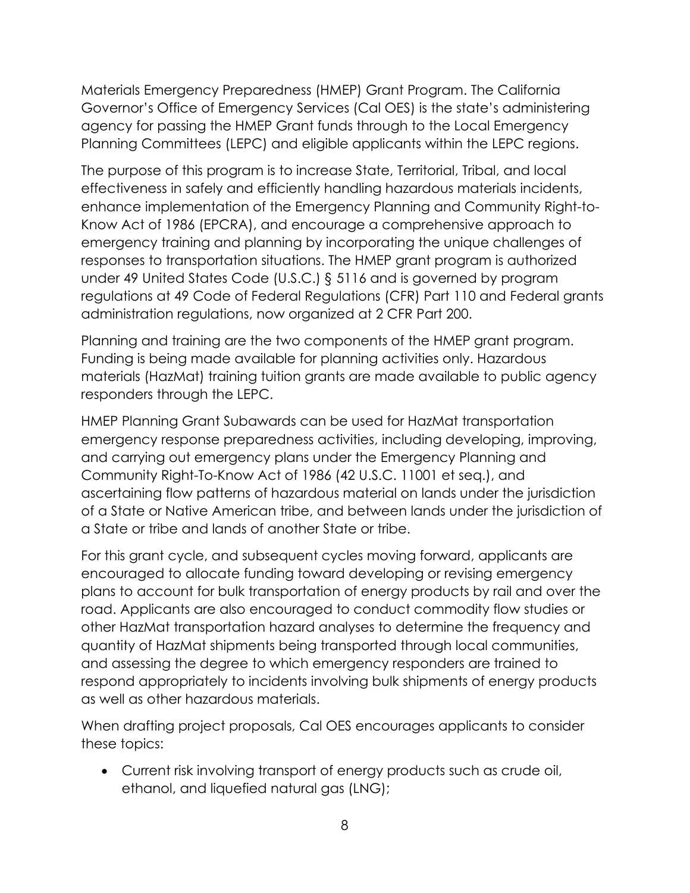Materials Emergency Preparedness (HMEP) Grant Program. The California Governor's Office of Emergency Services (Cal OES) is the state's administering agency for passing the HMEP Grant funds through to the Local Emergency Planning Committees (LEPC) and eligible applicants within the LEPC regions.

The purpose of this program is to increase State, Territorial, Tribal, and local effectiveness in safely and efficiently handling hazardous materials incidents, enhance implementation of the Emergency Planning and Community Right-to-Know Act of 1986 (EPCRA), and encourage a comprehensive approach to emergency training and planning by incorporating the unique challenges of responses to transportation situations. The HMEP grant program is authorized under 49 United States Code (U.S.C.) § 5116 and is governed by program regulations at 49 Code of Federal Regulations (CFR) Part 110 and Federal grants administration regulations, now organized at 2 CFR Part 200.

Planning and training are the two components of the HMEP grant program. Funding is being made available for planning activities only. Hazardous materials (HazMat) training tuition grants are made available to public agency responders through the LEPC.

HMEP Planning Grant Subawards can be used for HazMat transportation emergency response preparedness activities, including developing, improving, and carrying out emergency plans under the Emergency Planning and Community Right-To-Know Act of 1986 (42 U.S.C. 11001 et seq.), and ascertaining flow patterns of hazardous material on lands under the jurisdiction of a State or Native American tribe, and between lands under the jurisdiction of a State or tribe and lands of another State or tribe.

For this grant cycle, and subsequent cycles moving forward, applicants are encouraged to allocate funding toward developing or revising emergency plans to account for bulk transportation of energy products by rail and over the road. Applicants are also encouraged to conduct commodity flow studies or other HazMat transportation hazard analyses to determine the frequency and quantity of HazMat shipments being transported through local communities, and assessing the degree to which emergency responders are trained to respond appropriately to incidents involving bulk shipments of energy products as well as other hazardous materials.

When drafting project proposals, Cal OES encourages applicants to consider these topics:

- Current risk involving transport of energy products such as crude oil, ethanol, and liquefied natural gas (LNG);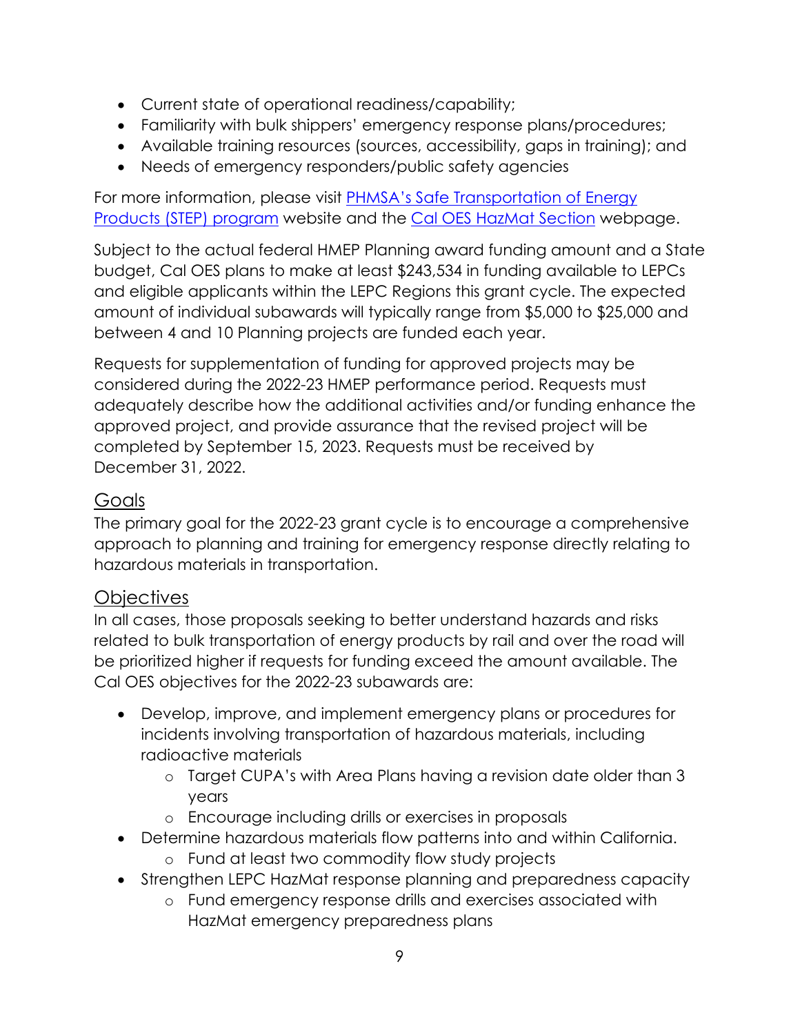- Current state of operational readiness/capability;
- Familiarity with bulk shippers' emergency response plans/procedures;
- Available training resources (sources, accessibility, gaps in training); and
- Needs of emergency responders/public safety agencies

For more information, please visit PHMSA's Safe Transportation of Energy Products (STEP) program website and the Cal OES HazMat Section webpage.

Subject to the actual federal HMEP Planning award funding amount and a State budget, Cal OES plans to make at least $243,534 in funding available to LEPCs and eligible applicants within the LEPC Regions this grant cycle. The expected amount of individual subawards will typically range from $5,000 to $25,000 and between 4 and 10 Planning projects are funded each year.

Requests for supplementation of funding for approved projects may be considered during the 2022-23 HMEP performance period. Requests must adequately describe how the additional activities and/or funding enhance the approved project, and provide assurance that the revised project will be completed by September 15, 2023. Requests must be received by December 31, 2022.

## Goals

The primary goal for the 2022-23 grant cycle is to encourage a comprehensive approach to planning and training for emergency response directly relating to hazardous materials in transportation.

## Objectives

In all cases, those proposals seeking to better understand hazards and risks related to bulk transportation of energy products by rail and over the road will be prioritized higher if requests for funding exceed the amount available. The Cal OES objectives for the 2022-23 subawards are:

- Develop, improve, and implement emergency plans or procedures for incidents involving transportation of hazardous materials, including radioactive materials
  - Target CUPA's with Area Plans having a revision date older than 3 years
  - Encourage including drills or exercises in proposals
- Determine hazardous materials flow patterns into and within California.
  - Fund at least two commodity flow study projects
- Strengthen LEPC HazMat response planning and preparedness capacity
  - Fund emergency response drills and exercises associated with HazMat emergency preparedness plans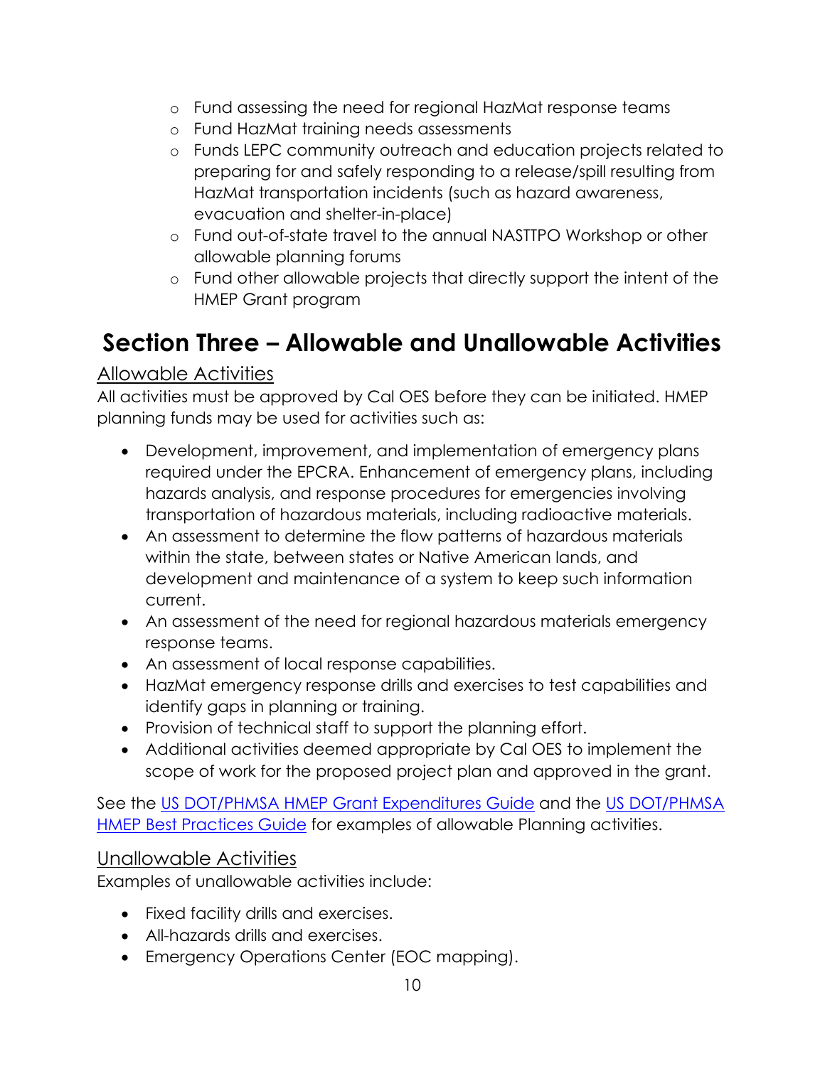- Fund assessing the need for regional HazMat response teams
  - Fund HazMat training needs assessments
  - Funds LEPC community outreach and education projects related to preparing for and safely responding to a release/spill resulting from HazMat transportation incidents (such as hazard awareness, evacuation and shelter-in-place)
  - Fund out-of-state travel to the annual NASTTPO Workshop or other allowable planning forums
  - Fund other allowable projects that directly support the intent of the HMEP Grant program

# Section Three – Allowable and Unallowable Activities

## Allowable Activities

All activities must be approved by Cal OES before they can be initiated. HMEP planning funds may be used for activities such as:

- Development, improvement, and implementation of emergency plans required under the EPCRA. Enhancement of emergency plans, including hazards analysis, and response procedures for emergencies involving transportation of hazardous materials, including radioactive materials.
- An assessment to determine the flow patterns of hazardous materials within the state, between states or Native American lands, and development and maintenance of a system to keep such information current.
- An assessment of the need for regional hazardous materials emergency response teams.
- An assessment of local response capabilities.
- HazMat emergency response drills and exercises to test capabilities and identify gaps in planning or training.
- Provision of technical staff to support the planning effort.
- Additional activities deemed appropriate by Cal OES to implement the scope of work for the proposed project plan and approved in the grant.

See the US DOT/PHMSA HMEP Grant Expenditures Guide and the US DOT/PHMSA HMEP Best Practices Guide for examples of allowable Planning activities.

## Unallowable Activities

Examples of unallowable activities include:

- Fixed facility drills and exercises.
- All-hazards drills and exercises.
- Emergency Operations Center (EOC mapping).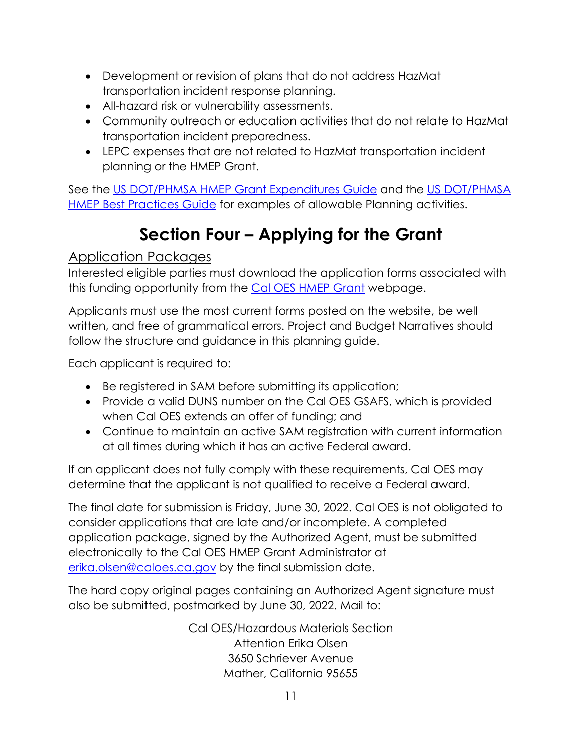- Development or revision of plans that do not address HazMat transportation incident response planning.
- All-hazard risk or vulnerability assessments.
- Community outreach or education activities that do not relate to HazMat transportation incident preparedness.
- LEPC expenses that are not related to HazMat transportation incident planning or the HMEP Grant.

See the US DOT/PHMSA HMEP Grant Expenditures Guide and the US DOT/PHMSA HMEP Best Practices Guide for examples of allowable Planning activities.

# Section Four – Applying for the Grant

## Application Packages

Interested eligible parties must download the application forms associated with this funding opportunity from the Cal OES HMEP Grant webpage.

Applicants must use the most current forms posted on the website, be well written, and free of grammatical errors. Project and Budget Narratives should follow the structure and guidance in this planning guide.

Each applicant is required to:

- Be registered in SAM before submitting its application;
- Provide a valid DUNS number on the Cal OES GSAFS, which is provided when Cal OES extends an offer of funding; and
- Continue to maintain an active SAM registration with current information at all times during which it has an active Federal award.

If an applicant does not fully comply with these requirements, Cal OES may determine that the applicant is not qualified to receive a Federal award.

The final date for submission is Friday, June 30, 2022. Cal OES is not obligated to consider applications that are late and/or incomplete. A completed application package, signed by the Authorized Agent, must be submitted electronically to the Cal OES HMEP Grant Administrator at erika.olsen@caloes.ca.gov by the final submission date.

The hard copy original pages containing an Authorized Agent signature must also be submitted, postmarked by June 30, 2022. Mail to:

Cal OES/Hazardous Materials Section
Attention Erika Olsen
3650 Schriever Avenue
Mather, California 95655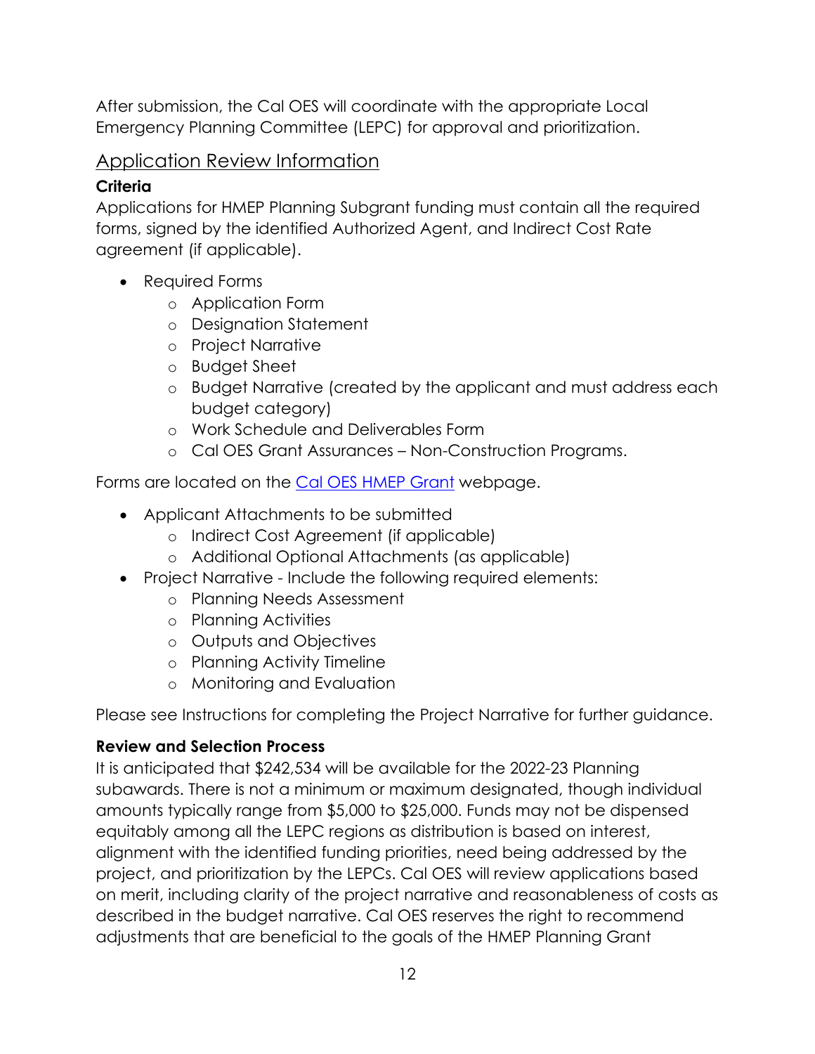After submission, the Cal OES will coordinate with the appropriate Local Emergency Planning Committee (LEPC) for approval and prioritization.

## Application Review Information

### Criteria

Applications for HMEP Planning Subgrant funding must contain all the required forms, signed by the identified Authorized Agent, and Indirect Cost Rate agreement (if applicable).

- Required Forms
    - Application Form
    - Designation Statement
    - Project Narrative
    - Budget Sheet
    - Budget Narrative (created by the applicant and must address each budget category)
    - Work Schedule and Deliverables Form
    - Cal OES Grant Assurances – Non-Construction Programs.

Forms are located on the [Cal OES HMEP Grant](#) webpage.

- Applicant Attachments to be submitted
    - Indirect Cost Agreement (if applicable)
    - Additional Optional Attachments (as applicable)
- Project Narrative - Include the following required elements:
    - Planning Needs Assessment
    - Planning Activities
    - Outputs and Objectives
    - Planning Activity Timeline
    - Monitoring and Evaluation

Please see Instructions for completing the Project Narrative for further guidance.

### Review and Selection Process

It is anticipated that $242,534 will be available for the 2022-23 Planning subawards. There is not a minimum or maximum designated, though individual amounts typically range from $5,000 to $25,000. Funds may not be dispensed equitably among all the LEPC regions as distribution is based on interest, alignment with the identified funding priorities, need being addressed by the project, and prioritization by the LEPCs. Cal OES will review applications based on merit, including clarity of the project narrative and reasonableness of costs as described in the budget narrative. Cal OES reserves the right to recommend adjustments that are beneficial to the goals of the HMEP Planning Grant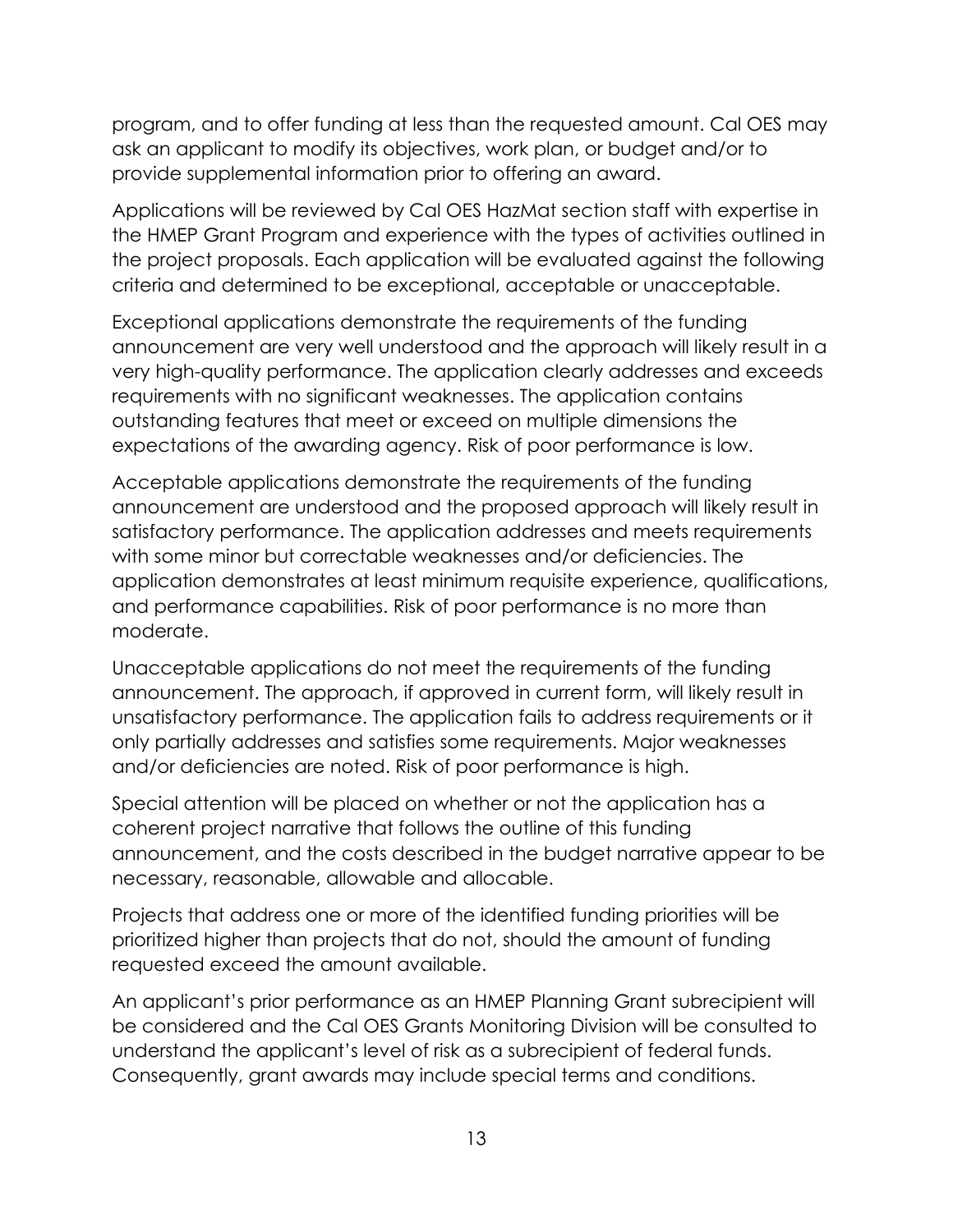program, and to offer funding at less than the requested amount. Cal OES may ask an applicant to modify its objectives, work plan, or budget and/or to provide supplemental information prior to offering an award.

Applications will be reviewed by Cal OES HazMat section staff with expertise in the HMEP Grant Program and experience with the types of activities outlined in the project proposals. Each application will be evaluated against the following criteria and determined to be exceptional, acceptable or unacceptable.

Exceptional applications demonstrate the requirements of the funding announcement are very well understood and the approach will likely result in a very high-quality performance. The application clearly addresses and exceeds requirements with no significant weaknesses. The application contains outstanding features that meet or exceed on multiple dimensions the expectations of the awarding agency. Risk of poor performance is low.

Acceptable applications demonstrate the requirements of the funding announcement are understood and the proposed approach will likely result in satisfactory performance. The application addresses and meets requirements with some minor but correctable weaknesses and/or deficiencies. The application demonstrates at least minimum requisite experience, qualifications, and performance capabilities. Risk of poor performance is no more than moderate.

Unacceptable applications do not meet the requirements of the funding announcement. The approach, if approved in current form, will likely result in unsatisfactory performance. The application fails to address requirements or it only partially addresses and satisfies some requirements. Major weaknesses and/or deficiencies are noted. Risk of poor performance is high.

Special attention will be placed on whether or not the application has a coherent project narrative that follows the outline of this funding announcement, and the costs described in the budget narrative appear to be necessary, reasonable, allowable and allocable.

Projects that address one or more of the identified funding priorities will be prioritized higher than projects that do not, should the amount of funding requested exceed the amount available.

An applicant's prior performance as an HMEP Planning Grant subrecipient will be considered and the Cal OES Grants Monitoring Division will be consulted to understand the applicant's level of risk as a subrecipient of federal funds. Consequently, grant awards may include special terms and conditions.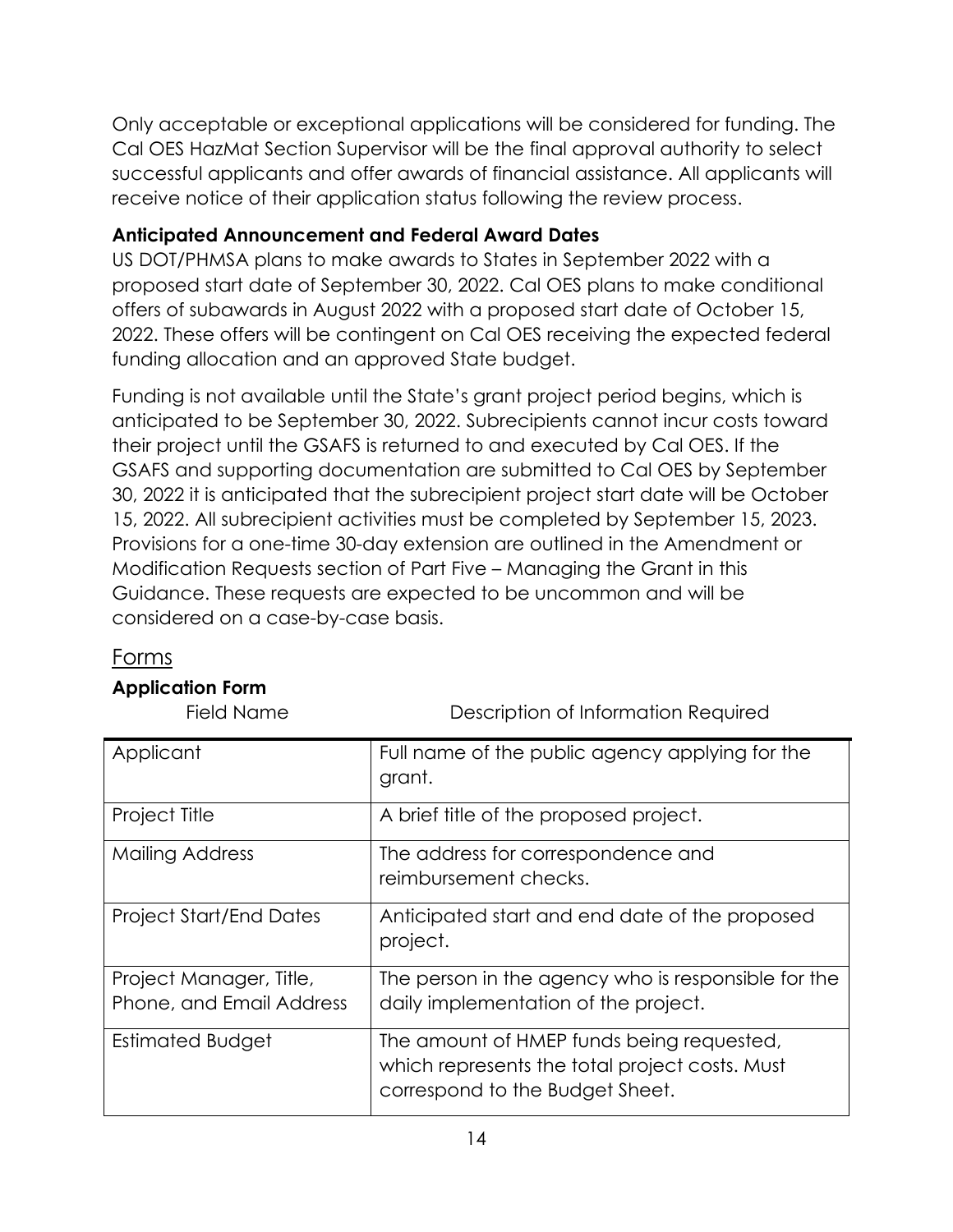Only acceptable or exceptional applications will be considered for funding. The Cal OES HazMat Section Supervisor will be the final approval authority to select successful applicants and offer awards of financial assistance. All applicants will receive notice of their application status following the review process.

### Anticipated Announcement and Federal Award Dates

US DOT/PHMSA plans to make awards to States in September 2022 with a proposed start date of September 30, 2022. Cal OES plans to make conditional offers of subawards in August 2022 with a proposed start date of October 15, 2022. These offers will be contingent on Cal OES receiving the expected federal funding allocation and an approved State budget.

Funding is not available until the State's grant project period begins, which is anticipated to be September 30, 2022. Subrecipients cannot incur costs toward their project until the GSAFS is returned to and executed by Cal OES. If the GSAFS and supporting documentation are submitted to Cal OES by September 30, 2022 it is anticipated that the subrecipient project start date will be October 15, 2022. All subrecipient activities must be completed by September 15, 2023. Provisions for a one-time 30-day extension are outlined in the Amendment or Modification Requests section of Part Five – Managing the Grant in this Guidance. These requests are expected to be uncommon and will be considered on a case-by-case basis.

## Forms

### Application Form

| Field Name | Description of Information Required |
|---|---|
| Applicant | Full name of the public agency applying for the grant. |
| Project Title | A brief title of the proposed project. |
| Mailing Address | The address for correspondence and reimbursement checks. |
| Project Start/End Dates | Anticipated start and end date of the proposed project. |
| Project Manager, Title, Phone, and Email Address | The person in the agency who is responsible for the daily implementation of the project. |
| Estimated Budget | The amount of HMEP funds being requested, which represents the total project costs. Must correspond to the Budget Sheet. |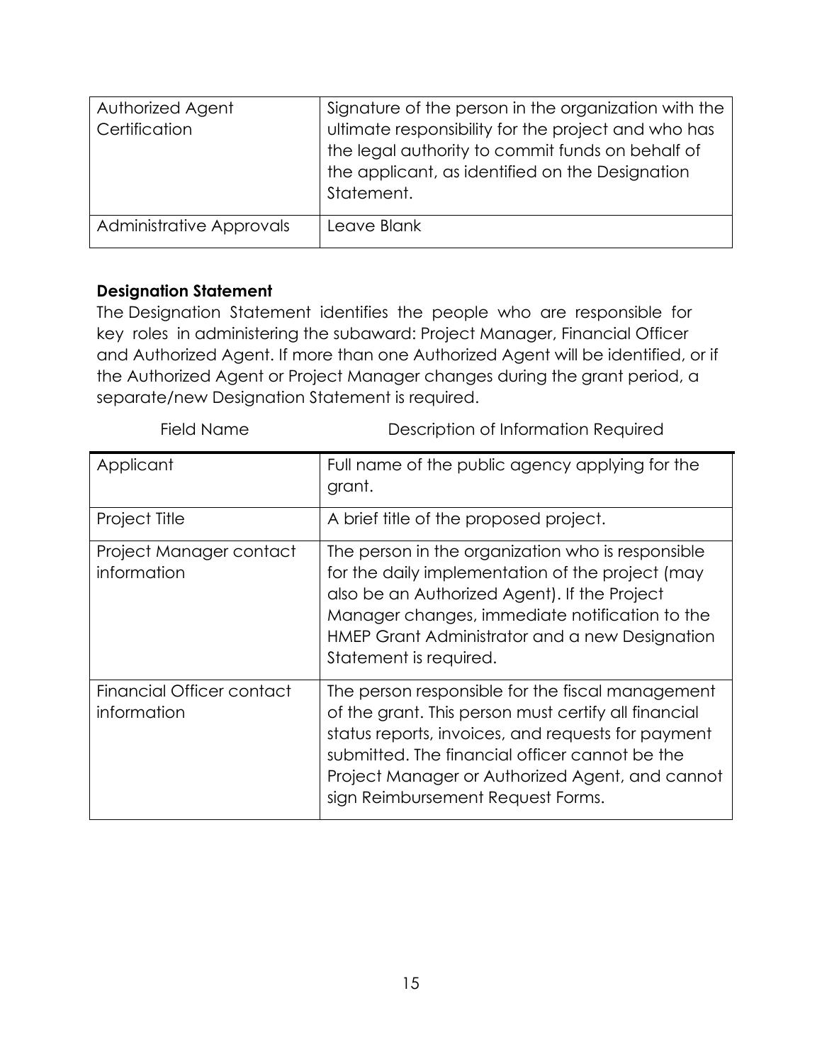| | |
|---|---|
| Authorized Agent Certification | Signature of the person in the organization with the ultimate responsibility for the project and who has the legal authority to commit funds on behalf of the applicant, as identified on the Designation Statement. |
| Administrative Approvals | Leave Blank |

**Designation Statement**

The Designation Statement identifies the people who are responsible for key roles in administering the subaward: Project Manager, Financial Officer and Authorized Agent. If more than one Authorized Agent will be identified, or if the Authorized Agent or Project Manager changes during the grant period, a separate/new Designation Statement is required.

| Field Name | Description of Information Required |
|---|---|
| Applicant | Full name of the public agency applying for the grant. |
| Project Title | A brief title of the proposed project. |
| Project Manager contact information | The person in the organization who is responsible for the daily implementation of the project (may also be an Authorized Agent). If the Project Manager changes, immediate notification to the HMEP Grant Administrator and a new Designation Statement is required. |
| Financial Officer contact information | The person responsible for the fiscal management of the grant. This person must certify all financial status reports, invoices, and requests for payment submitted. The financial officer cannot be the Project Manager or Authorized Agent, and cannot sign Reimbursement Request Forms. |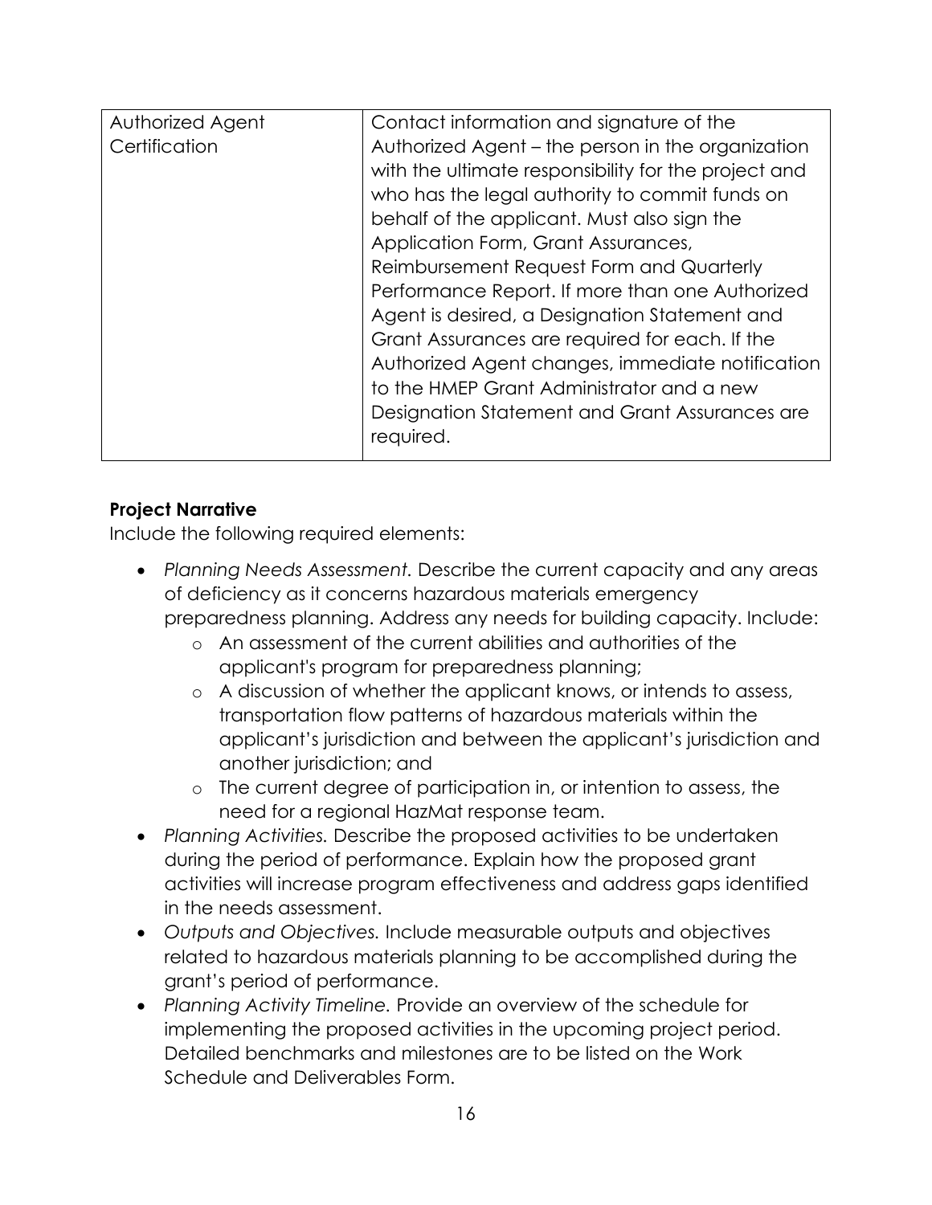| Authorized Agent Certification | Contact information and signature of the Authorized Agent – the person in the organization with the ultimate responsibility for the project and who has the legal authority to commit funds on behalf of the applicant. Must also sign the Application Form, Grant Assurances, Reimbursement Request Form and Quarterly Performance Report. If more than one Authorized Agent is desired, a Designation Statement and Grant Assurances are required for each. If the Authorized Agent changes, immediate notification to the HMEP Grant Administrator and a new Designation Statement and Grant Assurances are required. |
|---|---|

**Project Narrative**

Include the following required elements:

- *Planning Needs Assessment.* Describe the current capacity and any areas of deficiency as it concerns hazardous materials emergency preparedness planning. Address any needs for building capacity. Include:
  - An assessment of the current abilities and authorities of the applicant's program for preparedness planning;
  - A discussion of whether the applicant knows, or intends to assess, transportation flow patterns of hazardous materials within the applicant's jurisdiction and between the applicant's jurisdiction and another jurisdiction; and
  - The current degree of participation in, or intention to assess, the need for a regional HazMat response team.
- *Planning Activities.* Describe the proposed activities to be undertaken during the period of performance. Explain how the proposed grant activities will increase program effectiveness and address gaps identified in the needs assessment.
- *Outputs and Objectives.* Include measurable outputs and objectives related to hazardous materials planning to be accomplished during the grant's period of performance.
- *Planning Activity Timeline.* Provide an overview of the schedule for implementing the proposed activities in the upcoming project period. Detailed benchmarks and milestones are to be listed on the Work Schedule and Deliverables Form.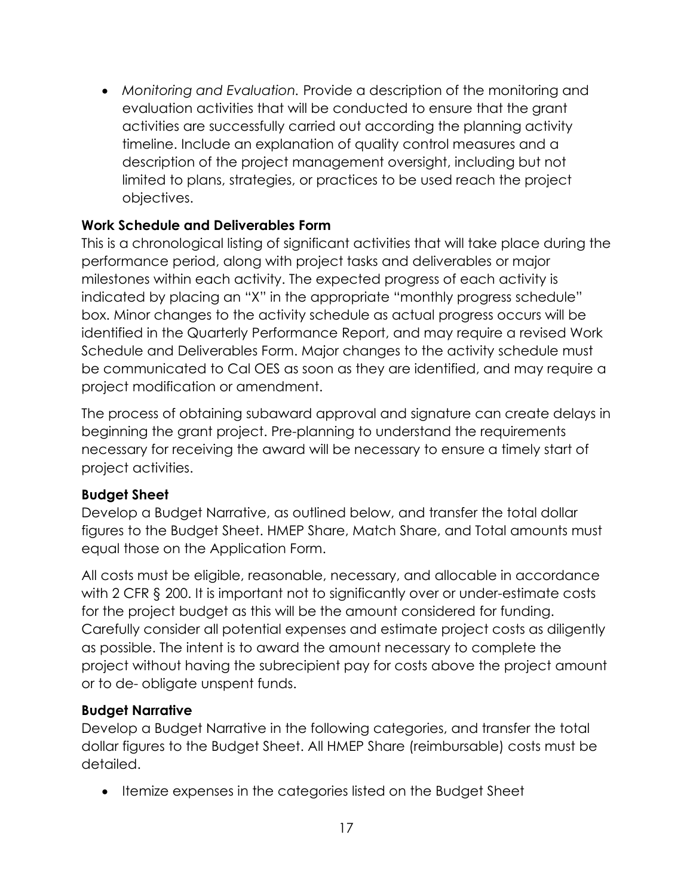- *Monitoring and Evaluation.* Provide a description of the monitoring and evaluation activities that will be conducted to ensure that the grant activities are successfully carried out according the planning activity timeline. Include an explanation of quality control measures and a description of the project management oversight, including but not limited to plans, strategies, or practices to be used reach the project objectives.

**Work Schedule and Deliverables Form**

This is a chronological listing of significant activities that will take place during the performance period, along with project tasks and deliverables or major milestones within each activity. The expected progress of each activity is indicated by placing an "X" in the appropriate "monthly progress schedule" box. Minor changes to the activity schedule as actual progress occurs will be identified in the Quarterly Performance Report, and may require a revised Work Schedule and Deliverables Form. Major changes to the activity schedule must be communicated to Cal OES as soon as they are identified, and may require a project modification or amendment.

The process of obtaining subaward approval and signature can create delays in beginning the grant project. Pre-planning to understand the requirements necessary for receiving the award will be necessary to ensure a timely start of project activities.

**Budget Sheet**

Develop a Budget Narrative, as outlined below, and transfer the total dollar figures to the Budget Sheet. HMEP Share, Match Share, and Total amounts must equal those on the Application Form.

All costs must be eligible, reasonable, necessary, and allocable in accordance with 2 CFR § 200. It is important not to significantly over or under-estimate costs for the project budget as this will be the amount considered for funding. Carefully consider all potential expenses and estimate project costs as diligently as possible. The intent is to award the amount necessary to complete the project without having the subrecipient pay for costs above the project amount or to de- obligate unspent funds.

**Budget Narrative**

Develop a Budget Narrative in the following categories, and transfer the total dollar figures to the Budget Sheet. All HMEP Share (reimbursable) costs must be detailed.

- Itemize expenses in the categories listed on the Budget Sheet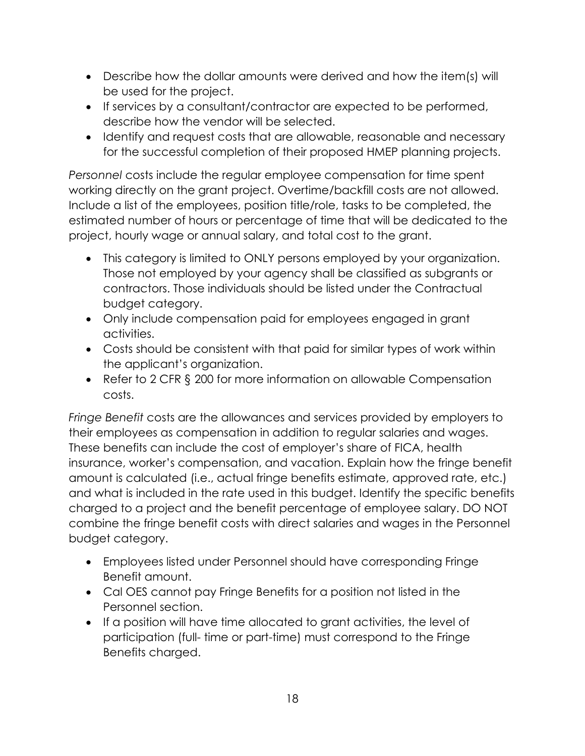- Describe how the dollar amounts were derived and how the item(s) will be used for the project.
- If services by a consultant/contractor are expected to be performed, describe how the vendor will be selected.
- Identify and request costs that are allowable, reasonable and necessary for the successful completion of their proposed HMEP planning projects.

*Personnel* costs include the regular employee compensation for time spent working directly on the grant project. Overtime/backfill costs are not allowed. Include a list of the employees, position title/role, tasks to be completed, the estimated number of hours or percentage of time that will be dedicated to the project, hourly wage or annual salary, and total cost to the grant.

- This category is limited to ONLY persons employed by your organization. Those not employed by your agency shall be classified as subgrants or contractors. Those individuals should be listed under the Contractual budget category.
- Only include compensation paid for employees engaged in grant activities.
- Costs should be consistent with that paid for similar types of work within the applicant's organization.
- Refer to 2 CFR § 200 for more information on allowable Compensation costs.

*Fringe Benefit* costs are the allowances and services provided by employers to their employees as compensation in addition to regular salaries and wages. These benefits can include the cost of employer's share of FICA, health insurance, worker's compensation, and vacation. Explain how the fringe benefit amount is calculated (i.e., actual fringe benefits estimate, approved rate, etc.) and what is included in the rate used in this budget. Identify the specific benefits charged to a project and the benefit percentage of employee salary. DO NOT combine the fringe benefit costs with direct salaries and wages in the Personnel budget category.

- Employees listed under Personnel should have corresponding Fringe Benefit amount.
- Cal OES cannot pay Fringe Benefits for a position not listed in the Personnel section.
- If a position will have time allocated to grant activities, the level of participation (full- time or part-time) must correspond to the Fringe Benefits charged.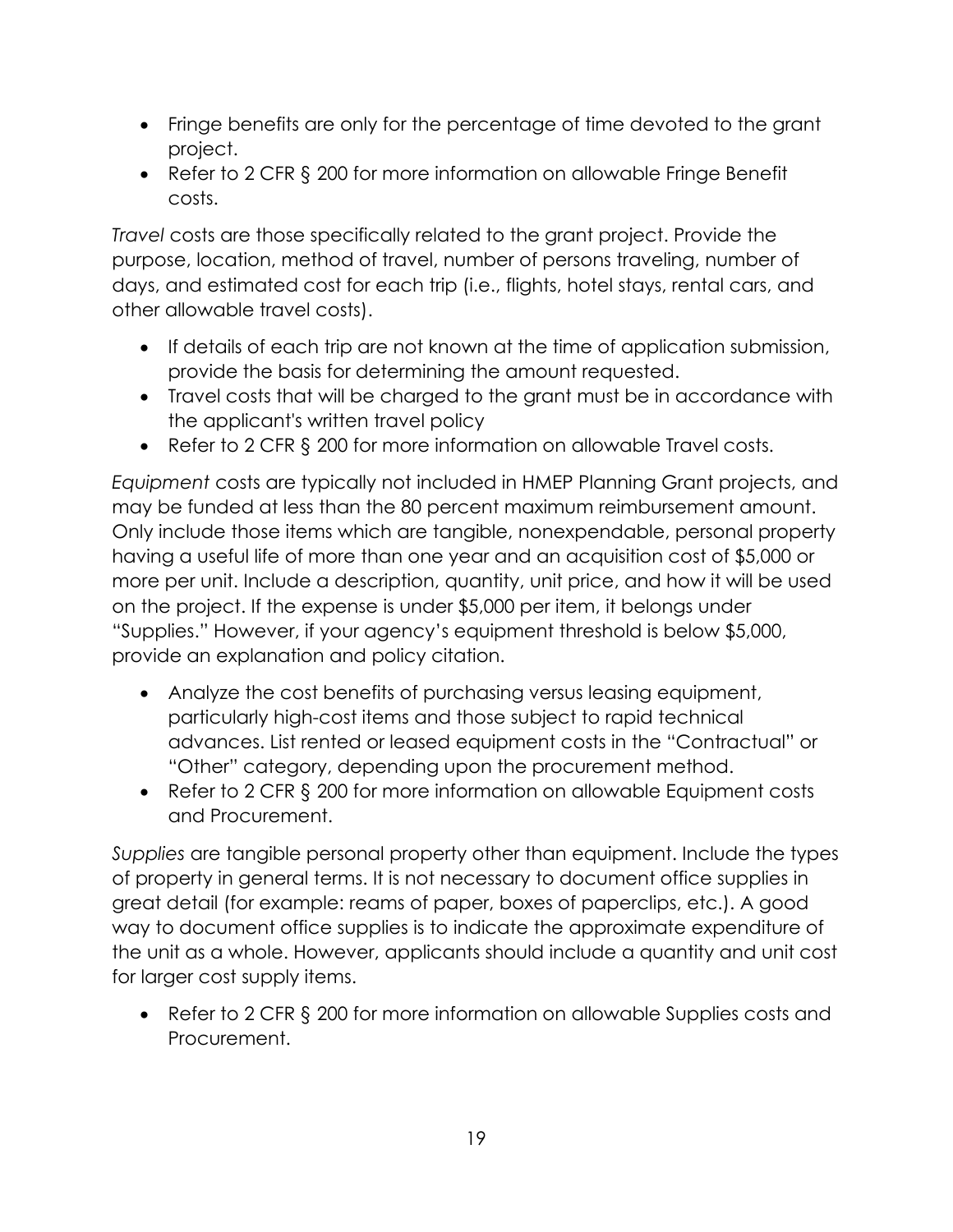- Fringe benefits are only for the percentage of time devoted to the grant project.
- Refer to 2 CFR § 200 for more information on allowable Fringe Benefit costs.

*Travel* costs are those specifically related to the grant project. Provide the purpose, location, method of travel, number of persons traveling, number of days, and estimated cost for each trip (i.e., flights, hotel stays, rental cars, and other allowable travel costs).

- If details of each trip are not known at the time of application submission, provide the basis for determining the amount requested.
- Travel costs that will be charged to the grant must be in accordance with the applicant's written travel policy
- Refer to 2 CFR § 200 for more information on allowable Travel costs.

*Equipment* costs are typically not included in HMEP Planning Grant projects, and may be funded at less than the 80 percent maximum reimbursement amount. Only include those items which are tangible, nonexpendable, personal property having a useful life of more than one year and an acquisition cost of $5,000 or more per unit. Include a description, quantity, unit price, and how it will be used on the project. If the expense is under $5,000 per item, it belongs under "Supplies." However, if your agency's equipment threshold is below $5,000, provide an explanation and policy citation.

- Analyze the cost benefits of purchasing versus leasing equipment, particularly high-cost items and those subject to rapid technical advances. List rented or leased equipment costs in the "Contractual" or "Other" category, depending upon the procurement method.
- Refer to 2 CFR § 200 for more information on allowable Equipment costs and Procurement.

*Supplies* are tangible personal property other than equipment. Include the types of property in general terms. It is not necessary to document office supplies in great detail (for example: reams of paper, boxes of paperclips, etc.). A good way to document office supplies is to indicate the approximate expenditure of the unit as a whole. However, applicants should include a quantity and unit cost for larger cost supply items.

- Refer to 2 CFR § 200 for more information on allowable Supplies costs and Procurement.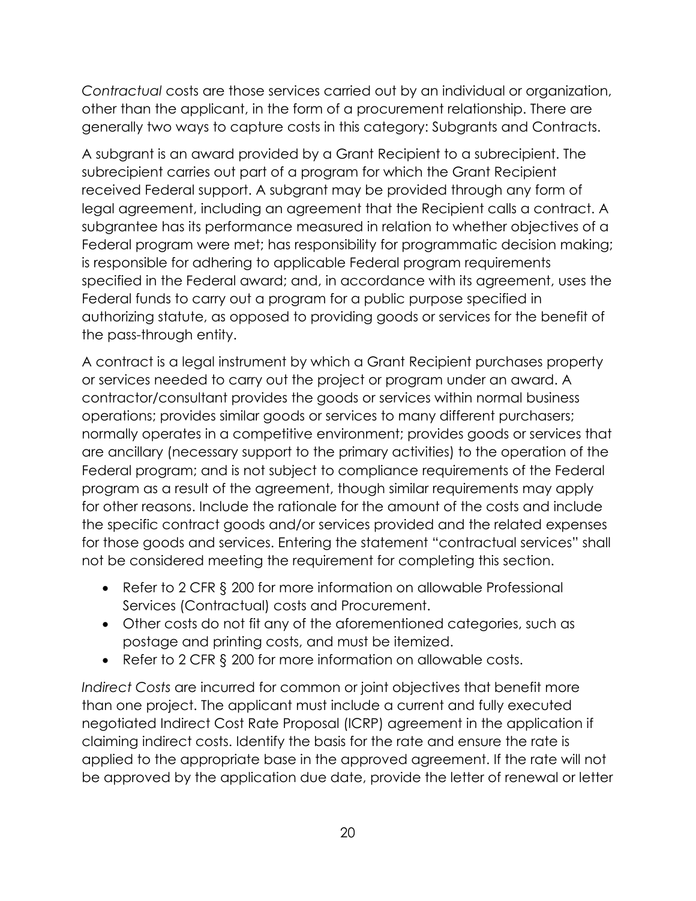*Contractual* costs are those services carried out by an individual or organization, other than the applicant, in the form of a procurement relationship. There are generally two ways to capture costs in this category: Subgrants and Contracts.

A subgrant is an award provided by a Grant Recipient to a subrecipient. The subrecipient carries out part of a program for which the Grant Recipient received Federal support. A subgrant may be provided through any form of legal agreement, including an agreement that the Recipient calls a contract. A subgrantee has its performance measured in relation to whether objectives of a Federal program were met; has responsibility for programmatic decision making; is responsible for adhering to applicable Federal program requirements specified in the Federal award; and, in accordance with its agreement, uses the Federal funds to carry out a program for a public purpose specified in authorizing statute, as opposed to providing goods or services for the benefit of the pass-through entity.

A contract is a legal instrument by which a Grant Recipient purchases property or services needed to carry out the project or program under an award. A contractor/consultant provides the goods or services within normal business operations; provides similar goods or services to many different purchasers; normally operates in a competitive environment; provides goods or services that are ancillary (necessary support to the primary activities) to the operation of the Federal program; and is not subject to compliance requirements of the Federal program as a result of the agreement, though similar requirements may apply for other reasons. Include the rationale for the amount of the costs and include the specific contract goods and/or services provided and the related expenses for those goods and services. Entering the statement "contractual services" shall not be considered meeting the requirement for completing this section.

- Refer to 2 CFR § 200 for more information on allowable Professional Services (Contractual) costs and Procurement.
- Other costs do not fit any of the aforementioned categories, such as postage and printing costs, and must be itemized.
- Refer to 2 CFR § 200 for more information on allowable costs.

*Indirect Costs* are incurred for common or joint objectives that benefit more than one project. The applicant must include a current and fully executed negotiated Indirect Cost Rate Proposal (ICRP) agreement in the application if claiming indirect costs. Identify the basis for the rate and ensure the rate is applied to the appropriate base in the approved agreement. If the rate will not be approved by the application due date, provide the letter of renewal or letter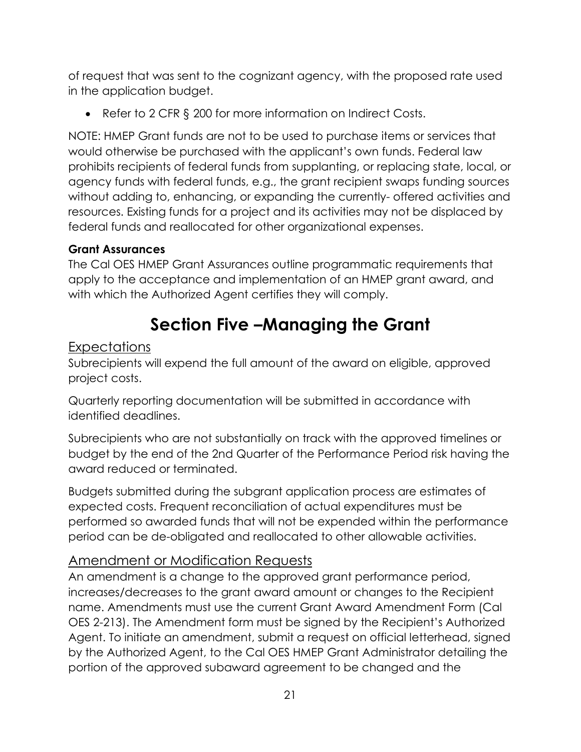of request that was sent to the cognizant agency, with the proposed rate used in the application budget.

- Refer to 2 CFR § 200 for more information on Indirect Costs.

NOTE: HMEP Grant funds are not to be used to purchase items or services that would otherwise be purchased with the applicant's own funds. Federal law prohibits recipients of federal funds from supplanting, or replacing state, local, or agency funds with federal funds, e.g., the grant recipient swaps funding sources without adding to, enhancing, or expanding the currently- offered activities and resources. Existing funds for a project and its activities may not be displaced by federal funds and reallocated for other organizational expenses.

**Grant Assurances**

The Cal OES HMEP Grant Assurances outline programmatic requirements that apply to the acceptance and implementation of an HMEP grant award, and with which the Authorized Agent certifies they will comply.

# Section Five –Managing the Grant

## Expectations

Subrecipients will expend the full amount of the award on eligible, approved project costs.

Quarterly reporting documentation will be submitted in accordance with identified deadlines.

Subrecipients who are not substantially on track with the approved timelines or budget by the end of the 2nd Quarter of the Performance Period risk having the award reduced or terminated.

Budgets submitted during the subgrant application process are estimates of expected costs. Frequent reconciliation of actual expenditures must be performed so awarded funds that will not be expended within the performance period can be de-obligated and reallocated to other allowable activities.

## Amendment or Modification Requests

An amendment is a change to the approved grant performance period, increases/decreases to the grant award amount or changes to the Recipient name. Amendments must use the current Grant Award Amendment Form (Cal OES 2-213). The Amendment form must be signed by the Recipient's Authorized Agent. To initiate an amendment, submit a request on official letterhead, signed by the Authorized Agent, to the Cal OES HMEP Grant Administrator detailing the portion of the approved subaward agreement to be changed and the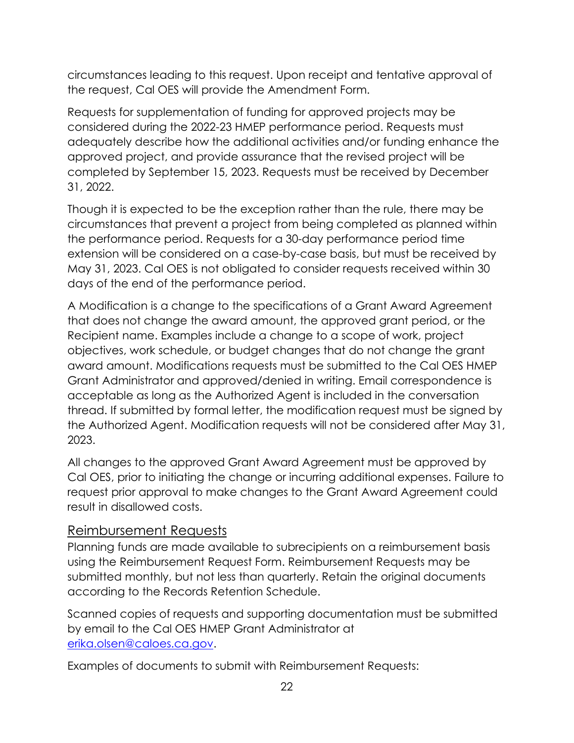circumstances leading to this request. Upon receipt and tentative approval of the request, Cal OES will provide the Amendment Form.

Requests for supplementation of funding for approved projects may be considered during the 2022-23 HMEP performance period. Requests must adequately describe how the additional activities and/or funding enhance the approved project, and provide assurance that the revised project will be completed by September 15, 2023. Requests must be received by December 31, 2022.

Though it is expected to be the exception rather than the rule, there may be circumstances that prevent a project from being completed as planned within the performance period. Requests for a 30-day performance period time extension will be considered on a case-by-case basis, but must be received by May 31, 2023. Cal OES is not obligated to consider requests received within 30 days of the end of the performance period.

A Modification is a change to the specifications of a Grant Award Agreement that does not change the award amount, the approved grant period, or the Recipient name. Examples include a change to a scope of work, project objectives, work schedule, or budget changes that do not change the grant award amount. Modifications requests must be submitted to the Cal OES HMEP Grant Administrator and approved/denied in writing. Email correspondence is acceptable as long as the Authorized Agent is included in the conversation thread. If submitted by formal letter, the modification request must be signed by the Authorized Agent. Modification requests will not be considered after May 31, 2023.

All changes to the approved Grant Award Agreement must be approved by Cal OES, prior to initiating the change or incurring additional expenses. Failure to request prior approval to make changes to the Grant Award Agreement could result in disallowed costs.

## Reimbursement Requests

Planning funds are made available to subrecipients on a reimbursement basis using the Reimbursement Request Form. Reimbursement Requests may be submitted monthly, but not less than quarterly. Retain the original documents according to the Records Retention Schedule.

Scanned copies of requests and supporting documentation must be submitted by email to the Cal OES HMEP Grant Administrator at [erika.olsen@caloes.ca.gov](mailto:erika.olsen@caloes.ca.gov).

Examples of documents to submit with Reimbursement Requests: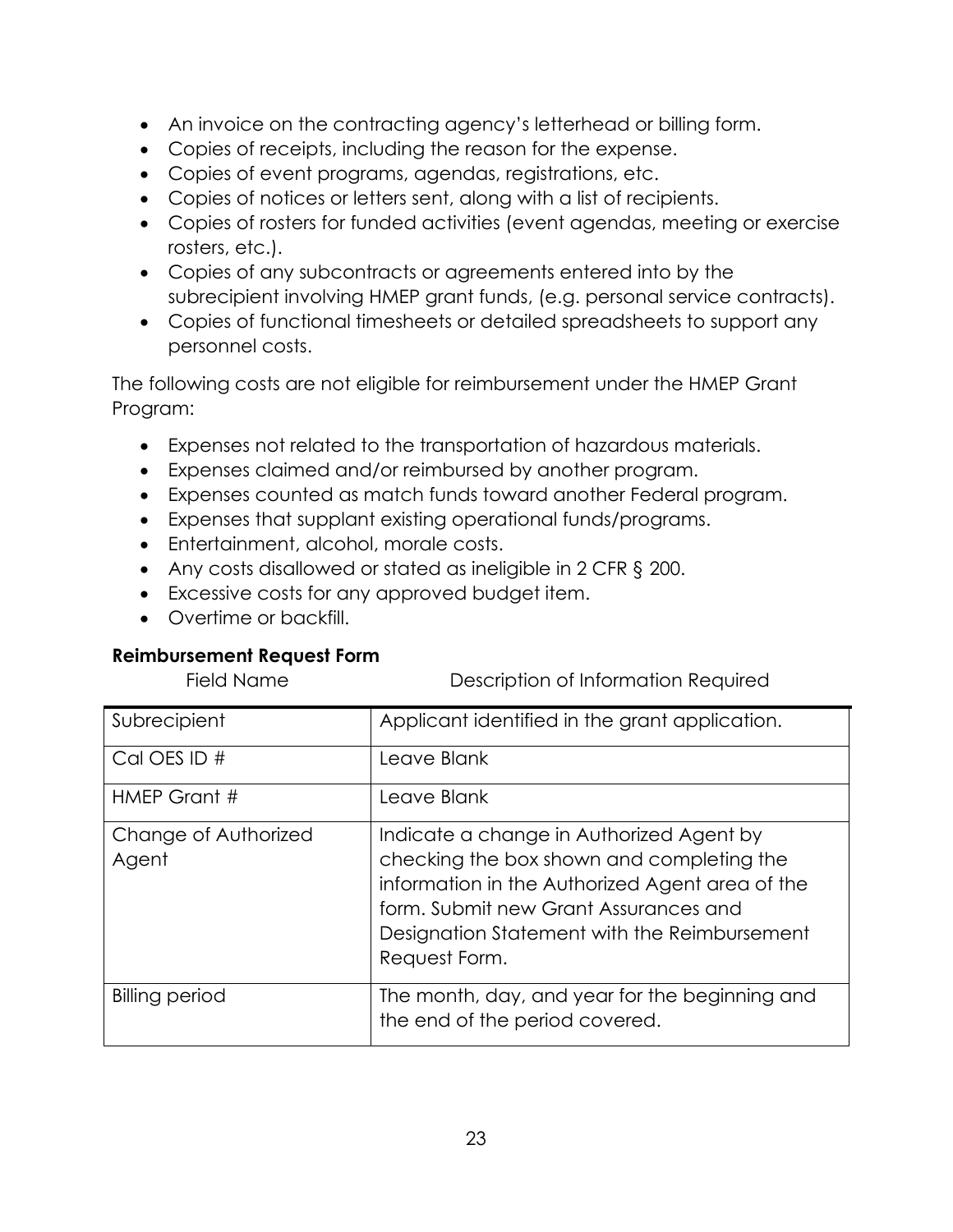- An invoice on the contracting agency's letterhead or billing form.
- Copies of receipts, including the reason for the expense.
- Copies of event programs, agendas, registrations, etc.
- Copies of notices or letters sent, along with a list of recipients.
- Copies of rosters for funded activities (event agendas, meeting or exercise rosters, etc.).
- Copies of any subcontracts or agreements entered into by the subrecipient involving HMEP grant funds, (e.g. personal service contracts).
- Copies of functional timesheets or detailed spreadsheets to support any personnel costs.

The following costs are not eligible for reimbursement under the HMEP Grant Program:

- Expenses not related to the transportation of hazardous materials.
- Expenses claimed and/or reimbursed by another program.
- Expenses counted as match funds toward another Federal program.
- Expenses that supplant existing operational funds/programs.
- Entertainment, alcohol, morale costs.
- Any costs disallowed or stated as ineligible in 2 CFR § 200.
- Excessive costs for any approved budget item.
- Overtime or backfill.

**Reimbursement Request Form**

| Field Name | Description of Information Required |
|---|---|
| Subrecipient | Applicant identified in the grant application. |
| Cal OES ID # | Leave Blank |
| HMEP Grant # | Leave Blank |
| Change of Authorized Agent | Indicate a change in Authorized Agent by checking the box shown and completing the information in the Authorized Agent area of the form. Submit new Grant Assurances and Designation Statement with the Reimbursement Request Form. |
| Billing period | The month, day, and year for the beginning and the end of the period covered. |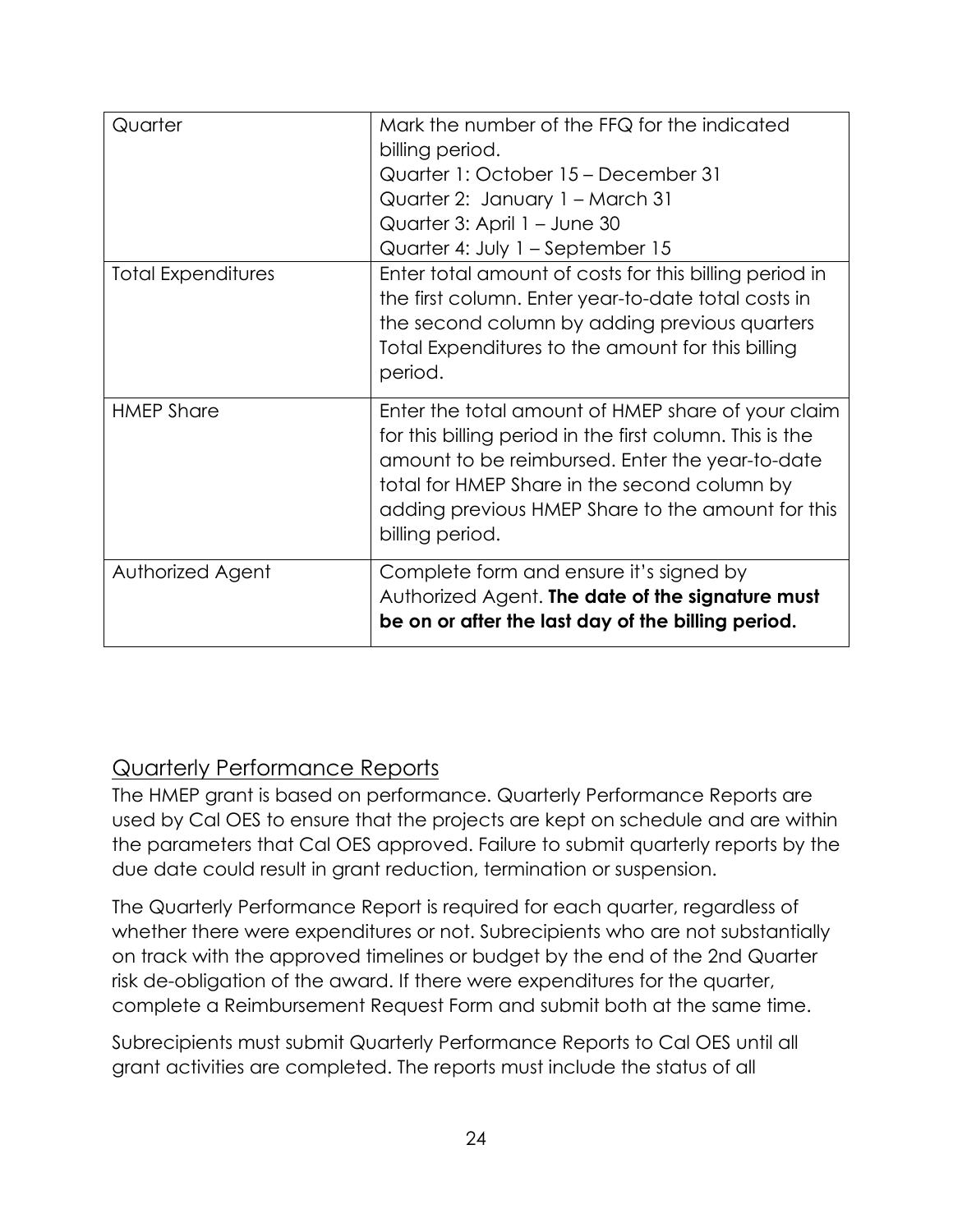| | |
|---|---|
| Quarter | Mark the number of the FFQ for the indicated billing period.<br>Quarter 1: October 15 – December 31<br>Quarter 2: January 1 – March 31<br>Quarter 3: April 1 – June 30<br>Quarter 4: July 1 – September 15 |
| Total Expenditures | Enter total amount of costs for this billing period in the first column. Enter year-to-date total costs in the second column by adding previous quarters Total Expenditures to the amount for this billing period. |
| HMEP Share | Enter the total amount of HMEP share of your claim for this billing period in the first column. This is the amount to be reimbursed. Enter the year-to-date total for HMEP Share in the second column by adding previous HMEP Share to the amount for this billing period. |
| Authorized Agent | Complete form and ensure it's signed by Authorized Agent. **The date of the signature must be on or after the last day of the billing period.** |

## Quarterly Performance Reports

The HMEP grant is based on performance. Quarterly Performance Reports are used by Cal OES to ensure that the projects are kept on schedule and are within the parameters that Cal OES approved. Failure to submit quarterly reports by the due date could result in grant reduction, termination or suspension.

The Quarterly Performance Report is required for each quarter, regardless of whether there were expenditures or not. Subrecipients who are not substantially on track with the approved timelines or budget by the end of the 2nd Quarter risk de-obligation of the award. If there were expenditures for the quarter, complete a Reimbursement Request Form and submit both at the same time.

Subrecipients must submit Quarterly Performance Reports to Cal OES until all grant activities are completed. The reports must include the status of all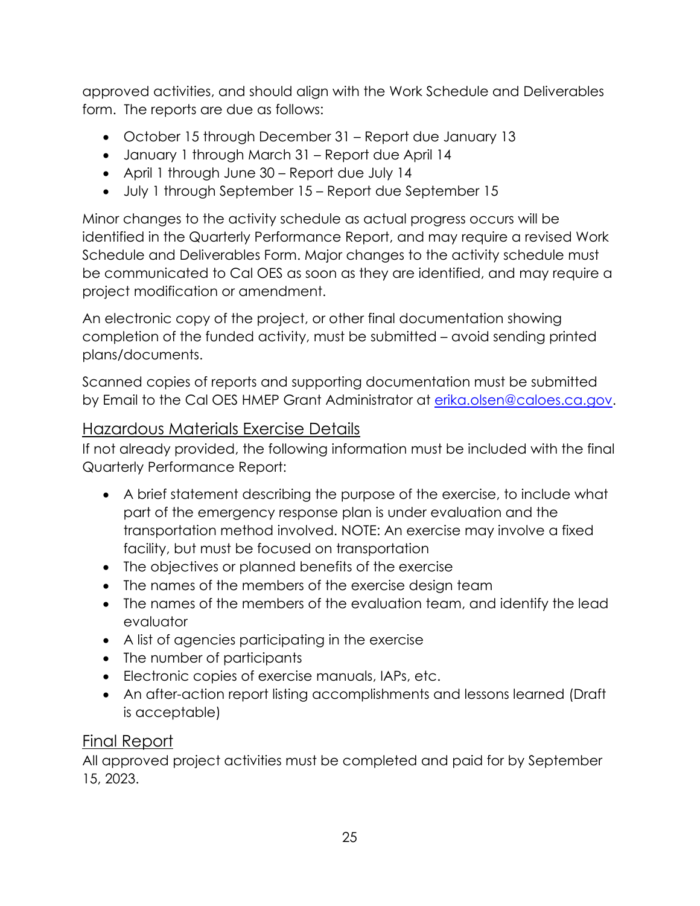approved activities, and should align with the Work Schedule and Deliverables form. The reports are due as follows:

- October 15 through December 31 – Report due January 13
- January 1 through March 31 – Report due April 14
- April 1 through June 30 – Report due July 14
- July 1 through September 15 – Report due September 15

Minor changes to the activity schedule as actual progress occurs will be identified in the Quarterly Performance Report, and may require a revised Work Schedule and Deliverables Form. Major changes to the activity schedule must be communicated to Cal OES as soon as they are identified, and may require a project modification or amendment.

An electronic copy of the project, or other final documentation showing completion of the funded activity, must be submitted – avoid sending printed plans/documents.

Scanned copies of reports and supporting documentation must be submitted by Email to the Cal OES HMEP Grant Administrator at erika.olsen@caloes.ca.gov.

## Hazardous Materials Exercise Details

If not already provided, the following information must be included with the final Quarterly Performance Report:

- A brief statement describing the purpose of the exercise, to include what part of the emergency response plan is under evaluation and the transportation method involved. NOTE: An exercise may involve a fixed facility, but must be focused on transportation
- The objectives or planned benefits of the exercise
- The names of the members of the exercise design team
- The names of the members of the evaluation team, and identify the lead evaluator
- A list of agencies participating in the exercise
- The number of participants
- Electronic copies of exercise manuals, IAPs, etc.
- An after-action report listing accomplishments and lessons learned (Draft is acceptable)

## Final Report

All approved project activities must be completed and paid for by September 15, 2023.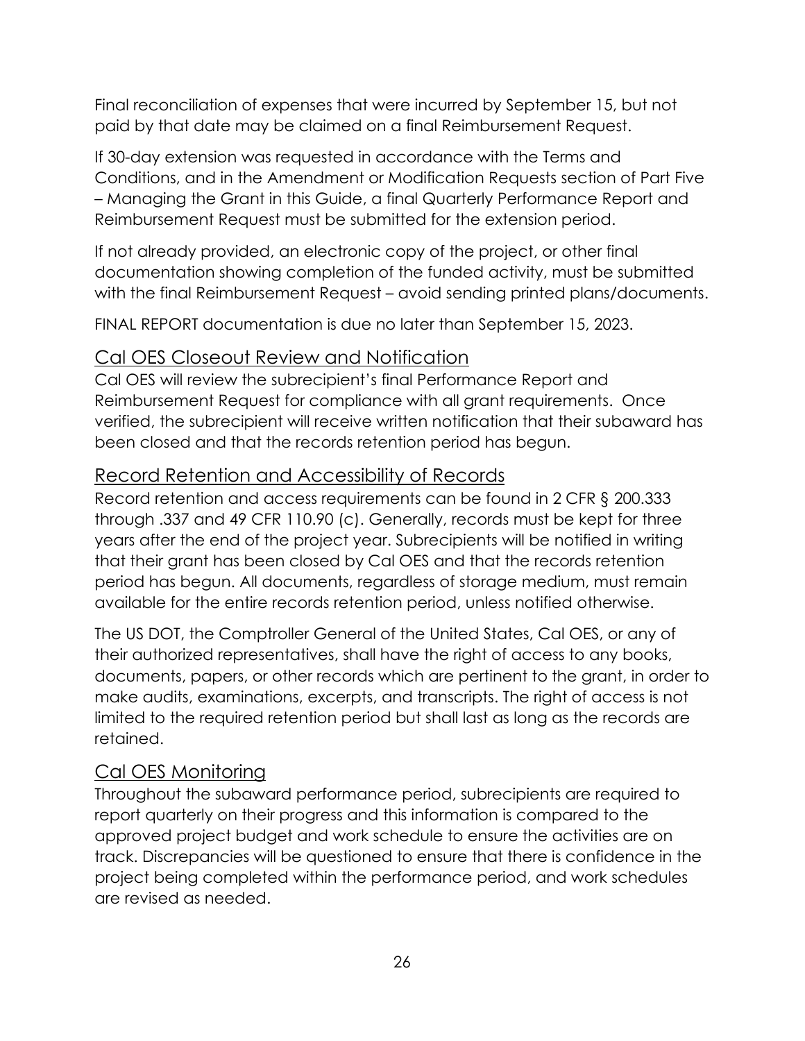Final reconciliation of expenses that were incurred by September 15, but not paid by that date may be claimed on a final Reimbursement Request.

If 30-day extension was requested in accordance with the Terms and Conditions, and in the Amendment or Modification Requests section of Part Five – Managing the Grant in this Guide, a final Quarterly Performance Report and Reimbursement Request must be submitted for the extension period.

If not already provided, an electronic copy of the project, or other final documentation showing completion of the funded activity, must be submitted with the final Reimbursement Request – avoid sending printed plans/documents.

FINAL REPORT documentation is due no later than September 15, 2023.

## Cal OES Closeout Review and Notification

Cal OES will review the subrecipient's final Performance Report and Reimbursement Request for compliance with all grant requirements. Once verified, the subrecipient will receive written notification that their subaward has been closed and that the records retention period has begun.

## Record Retention and Accessibility of Records

Record retention and access requirements can be found in 2 CFR § 200.333 through .337 and 49 CFR 110.90 (c). Generally, records must be kept for three years after the end of the project year. Subrecipients will be notified in writing that their grant has been closed by Cal OES and that the records retention period has begun. All documents, regardless of storage medium, must remain available for the entire records retention period, unless notified otherwise.

The US DOT, the Comptroller General of the United States, Cal OES, or any of their authorized representatives, shall have the right of access to any books, documents, papers, or other records which are pertinent to the grant, in order to make audits, examinations, excerpts, and transcripts. The right of access is not limited to the required retention period but shall last as long as the records are retained.

## Cal OES Monitoring

Throughout the subaward performance period, subrecipients are required to report quarterly on their progress and this information is compared to the approved project budget and work schedule to ensure the activities are on track. Discrepancies will be questioned to ensure that there is confidence in the project being completed within the performance period, and work schedules are revised as needed.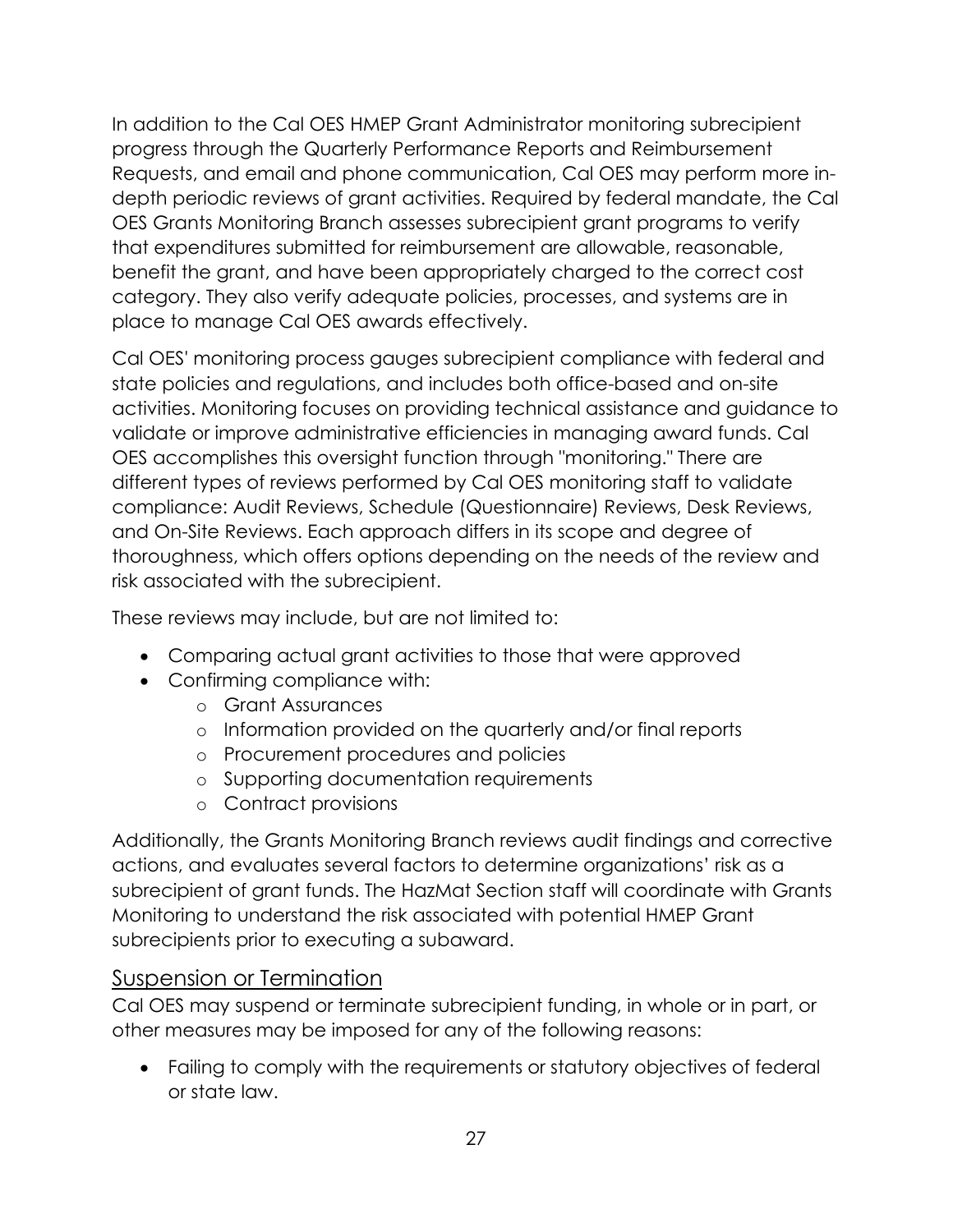In addition to the Cal OES HMEP Grant Administrator monitoring subrecipient progress through the Quarterly Performance Reports and Reimbursement Requests, and email and phone communication, Cal OES may perform more in-depth periodic reviews of grant activities. Required by federal mandate, the Cal OES Grants Monitoring Branch assesses subrecipient grant programs to verify that expenditures submitted for reimbursement are allowable, reasonable, benefit the grant, and have been appropriately charged to the correct cost category. They also verify adequate policies, processes, and systems are in place to manage Cal OES awards effectively.

Cal OES' monitoring process gauges subrecipient compliance with federal and state policies and regulations, and includes both office-based and on-site activities. Monitoring focuses on providing technical assistance and guidance to validate or improve administrative efficiencies in managing award funds. Cal OES accomplishes this oversight function through "monitoring." There are different types of reviews performed by Cal OES monitoring staff to validate compliance: Audit Reviews, Schedule (Questionnaire) Reviews, Desk Reviews, and On-Site Reviews. Each approach differs in its scope and degree of thoroughness, which offers options depending on the needs of the review and risk associated with the subrecipient.

These reviews may include, but are not limited to:

- Comparing actual grant activities to those that were approved
- Confirming compliance with:
  - Grant Assurances
  - Information provided on the quarterly and/or final reports
  - Procurement procedures and policies
  - Supporting documentation requirements
  - Contract provisions

Additionally, the Grants Monitoring Branch reviews audit findings and corrective actions, and evaluates several factors to determine organizations' risk as a subrecipient of grant funds. The HazMat Section staff will coordinate with Grants Monitoring to understand the risk associated with potential HMEP Grant subrecipients prior to executing a subaward.

## Suspension or Termination

Cal OES may suspend or terminate subrecipient funding, in whole or in part, or other measures may be imposed for any of the following reasons:

- Failing to comply with the requirements or statutory objectives of federal or state law.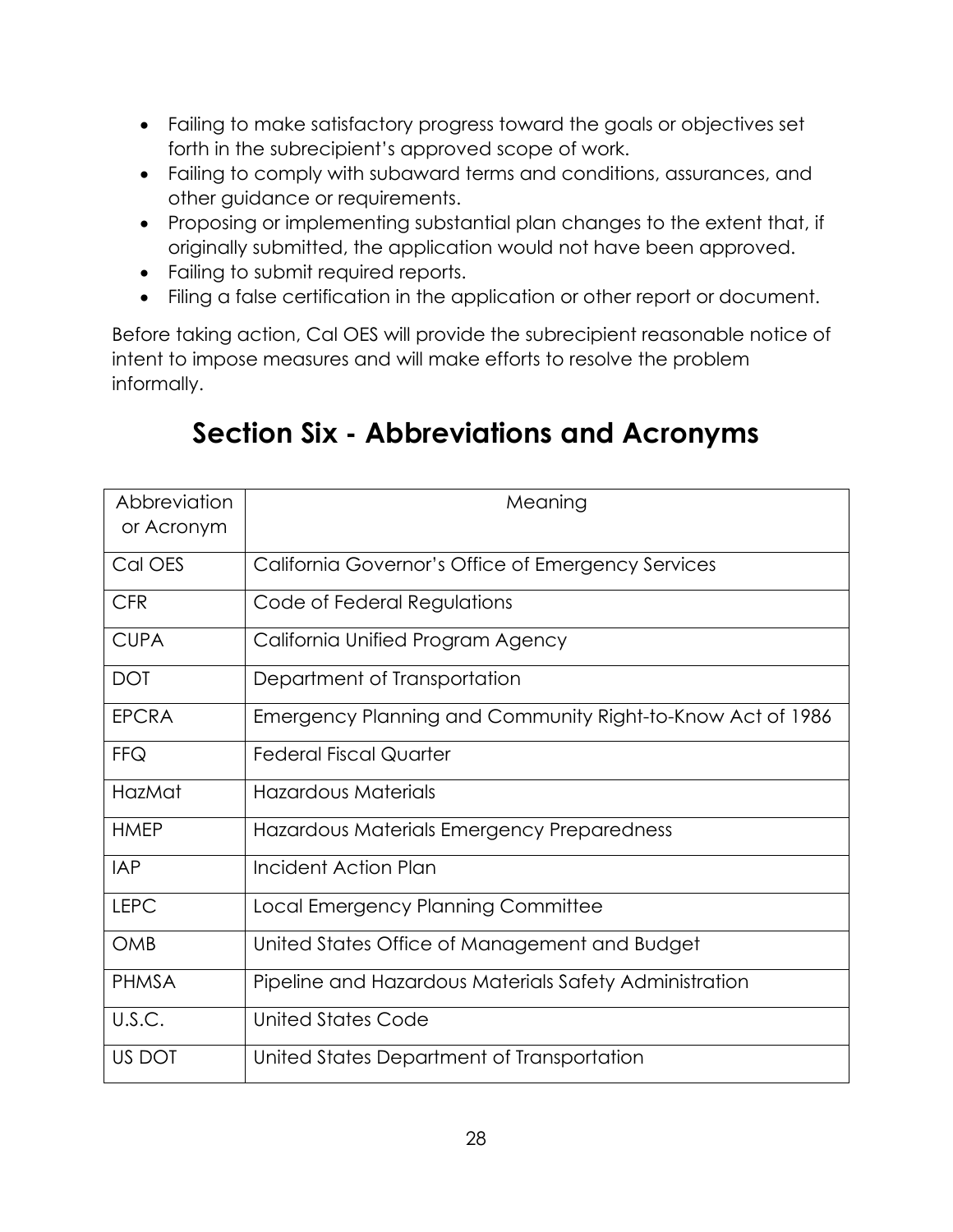- Failing to make satisfactory progress toward the goals or objectives set forth in the subrecipient's approved scope of work.
- Failing to comply with subaward terms and conditions, assurances, and other guidance or requirements.
- Proposing or implementing substantial plan changes to the extent that, if originally submitted, the application would not have been approved.
- Failing to submit required reports.
- Filing a false certification in the application or other report or document.

Before taking action, Cal OES will provide the subrecipient reasonable notice of intent to impose measures and will make efforts to resolve the problem informally.

# Section Six - Abbreviations and Acronyms

| Abbreviation or Acronym | Meaning |
| --- | --- |
| Cal OES | California Governor's Office of Emergency Services |
| CFR | Code of Federal Regulations |
| CUPA | California Unified Program Agency |
| DOT | Department of Transportation |
| EPCRA | Emergency Planning and Community Right-to-Know Act of 1986 |
| FFQ | Federal Fiscal Quarter |
| HazMat | Hazardous Materials |
| HMEP | Hazardous Materials Emergency Preparedness |
| IAP | Incident Action Plan |
| LEPC | Local Emergency Planning Committee |
| OMB | United States Office of Management and Budget |
| PHMSA | Pipeline and Hazardous Materials Safety Administration |
| U.S.C. | United States Code |
| US DOT | United States Department of Transportation |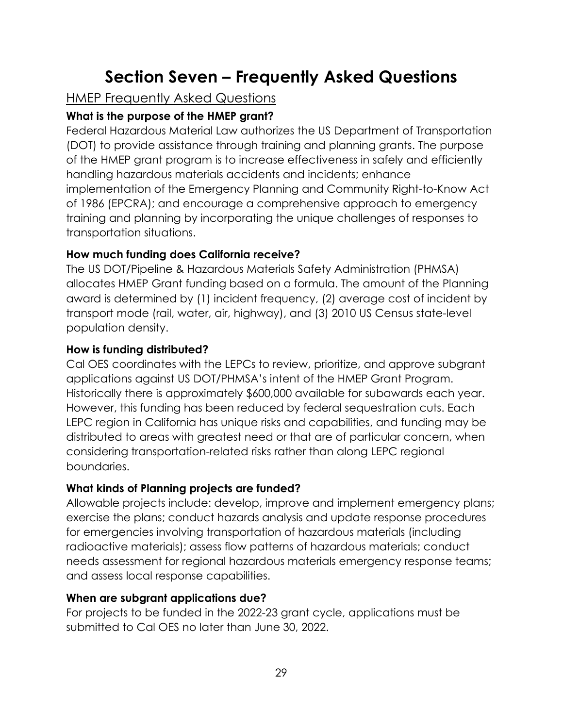# Section Seven – Frequently Asked Questions

## HMEP Frequently Asked Questions

### What is the purpose of the HMEP grant?

Federal Hazardous Material Law authorizes the US Department of Transportation (DOT) to provide assistance through training and planning grants. The purpose of the HMEP grant program is to increase effectiveness in safely and efficiently handling hazardous materials accidents and incidents; enhance implementation of the Emergency Planning and Community Right-to-Know Act of 1986 (EPCRA); and encourage a comprehensive approach to emergency training and planning by incorporating the unique challenges of responses to transportation situations.

### How much funding does California receive?

The US DOT/Pipeline & Hazardous Materials Safety Administration (PHMSA) allocates HMEP Grant funding based on a formula. The amount of the Planning award is determined by (1) incident frequency, (2) average cost of incident by transport mode (rail, water, air, highway), and (3) 2010 US Census state-level population density.

### How is funding distributed?

Cal OES coordinates with the LEPCs to review, prioritize, and approve subgrant applications against US DOT/PHMSA's intent of the HMEP Grant Program. Historically there is approximately $600,000 available for subawards each year. However, this funding has been reduced by federal sequestration cuts. Each LEPC region in California has unique risks and capabilities, and funding may be distributed to areas with greatest need or that are of particular concern, when considering transportation-related risks rather than along LEPC regional boundaries.

### What kinds of Planning projects are funded?

Allowable projects include: develop, improve and implement emergency plans; exercise the plans; conduct hazards analysis and update response procedures for emergencies involving transportation of hazardous materials (including radioactive materials); assess flow patterns of hazardous materials; conduct needs assessment for regional hazardous materials emergency response teams; and assess local response capabilities.

### When are subgrant applications due?

For projects to be funded in the 2022-23 grant cycle, applications must be submitted to Cal OES no later than June 30, 2022.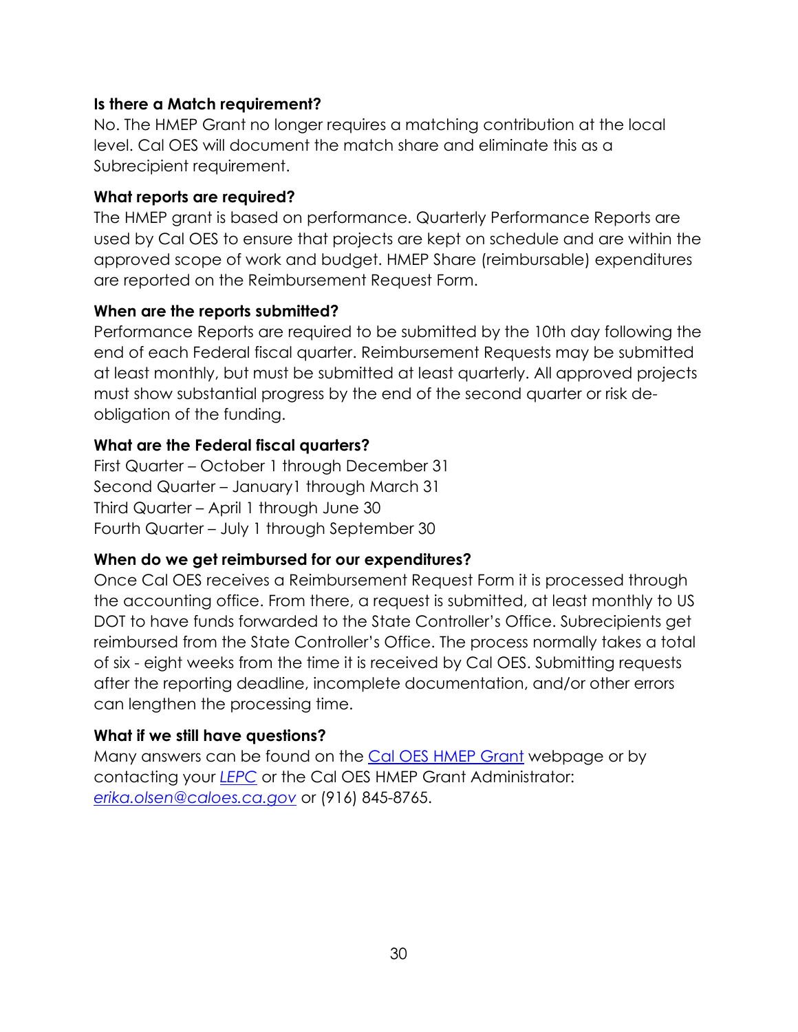**Is there a Match requirement?**

No. The HMEP Grant no longer requires a matching contribution at the local level. Cal OES will document the match share and eliminate this as a Subrecipient requirement.

**What reports are required?**

The HMEP grant is based on performance. Quarterly Performance Reports are used by Cal OES to ensure that projects are kept on schedule and are within the approved scope of work and budget. HMEP Share (reimbursable) expenditures are reported on the Reimbursement Request Form.

**When are the reports submitted?**

Performance Reports are required to be submitted by the 10th day following the end of each Federal fiscal quarter. Reimbursement Requests may be submitted at least monthly, but must be submitted at least quarterly. All approved projects must show substantial progress by the end of the second quarter or risk de-obligation of the funding.

**What are the Federal fiscal quarters?**

First Quarter – October 1 through December 31
Second Quarter – January1 through March 31
Third Quarter – April 1 through June 30
Fourth Quarter – July 1 through September 30

**When do we get reimbursed for our expenditures?**

Once Cal OES receives a Reimbursement Request Form it is processed through the accounting office. From there, a request is submitted, at least monthly to US DOT to have funds forwarded to the State Controller's Office. Subrecipients get reimbursed from the State Controller's Office. The process normally takes a total of six - eight weeks from the time it is received by Cal OES. Submitting requests after the reporting deadline, incomplete documentation, and/or other errors can lengthen the processing time.

**What if we still have questions?**

Many answers can be found on the Cal OES HMEP Grant webpage or by contacting your *LEPC* or the Cal OES HMEP Grant Administrator: *erika.olsen@caloes.ca.gov* or (916) 845-8765.